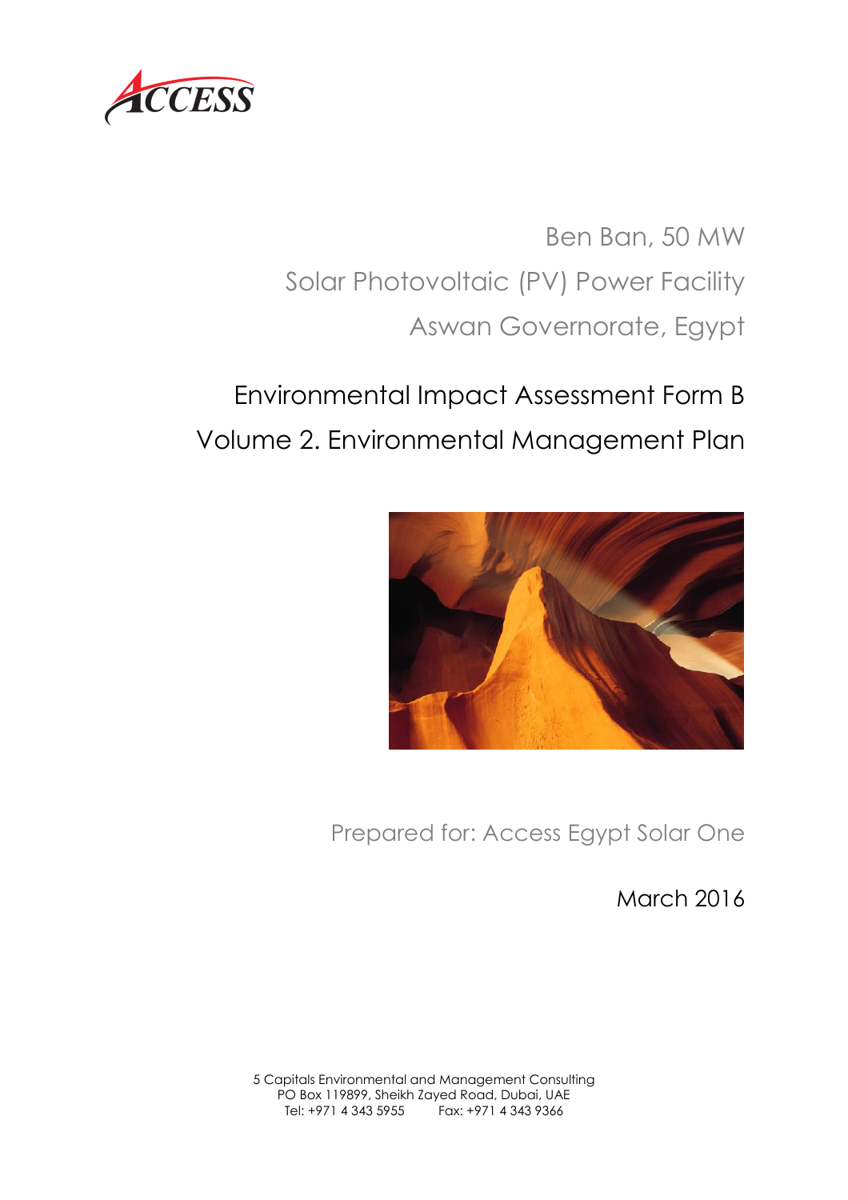ACCESS

Ben Ban, 50 MW

Solar Photovoltaic (PV) Power Facility

Aswan Governorate, Egypt

# Environmental Impact Assessment Form B

# Volume 2. Environmental Management Plan

Prepared for: Access Egypt Solar One

March 2016

5 Capitals Environmental and Management Consulting
PO Box 119899, Sheikh Zayed Road, Dubai, UAE
Tel: +971 4 343 5955 Fax: +971 4 343 9366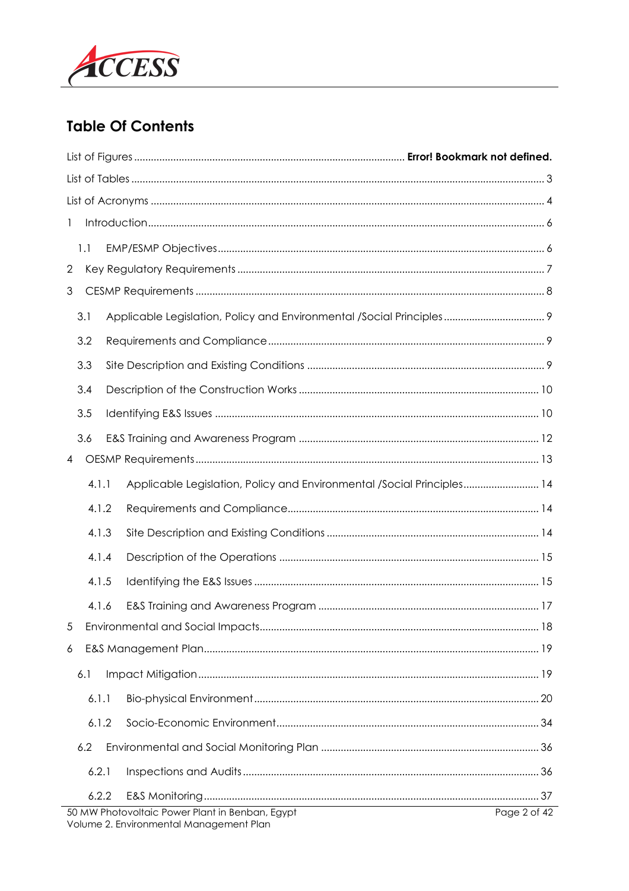## Table Of Contents

List of Figures ........ **Error! Bookmark not defined.**

List of Tables ........ 3

List of Acronyms ........ 4

1 Introduction ........ 6

- 1.1 EMP/ESMP Objectives ........ 6

2 Key Regulatory Requirements ........ 7

3 CESMP Requirements ........ 8

- 3.1 Applicable Legislation, Policy and Environmental /Social Principles ........ 9
- 3.2 Requirements and Compliance ........ 9
- 3.3 Site Description and Existing Conditions ........ 9
- 3.4 Description of the Construction Works ........ 10
- 3.5 Identifying E&S Issues ........ 10
- 3.6 E&S Training and Awareness Program ........ 12

4 OESMP Requirements ........ 13

- 4.1.1 Applicable Legislation, Policy and Environmental /Social Principles ........ 14
- 4.1.2 Requirements and Compliance ........ 14
- 4.1.3 Site Description and Existing Conditions ........ 14
- 4.1.4 Description of the Operations ........ 15
- 4.1.5 Identifying the E&S Issues ........ 15
- 4.1.6 E&S Training and Awareness Program ........ 17

5 Environmental and Social Impacts ........ 18

6 E&S Management Plan ........ 19

- 6.1 Impact Mitigation ........ 19
  - 6.1.1 Bio-physical Environment ........ 20
  - 6.1.2 Socio-Economic Environment ........ 34
- 6.2 Environmental and Social Monitoring Plan ........ 36
  - 6.2.1 Inspections and Audits ........ 36
  - 6.2.2 E&S Monitoring ........ 37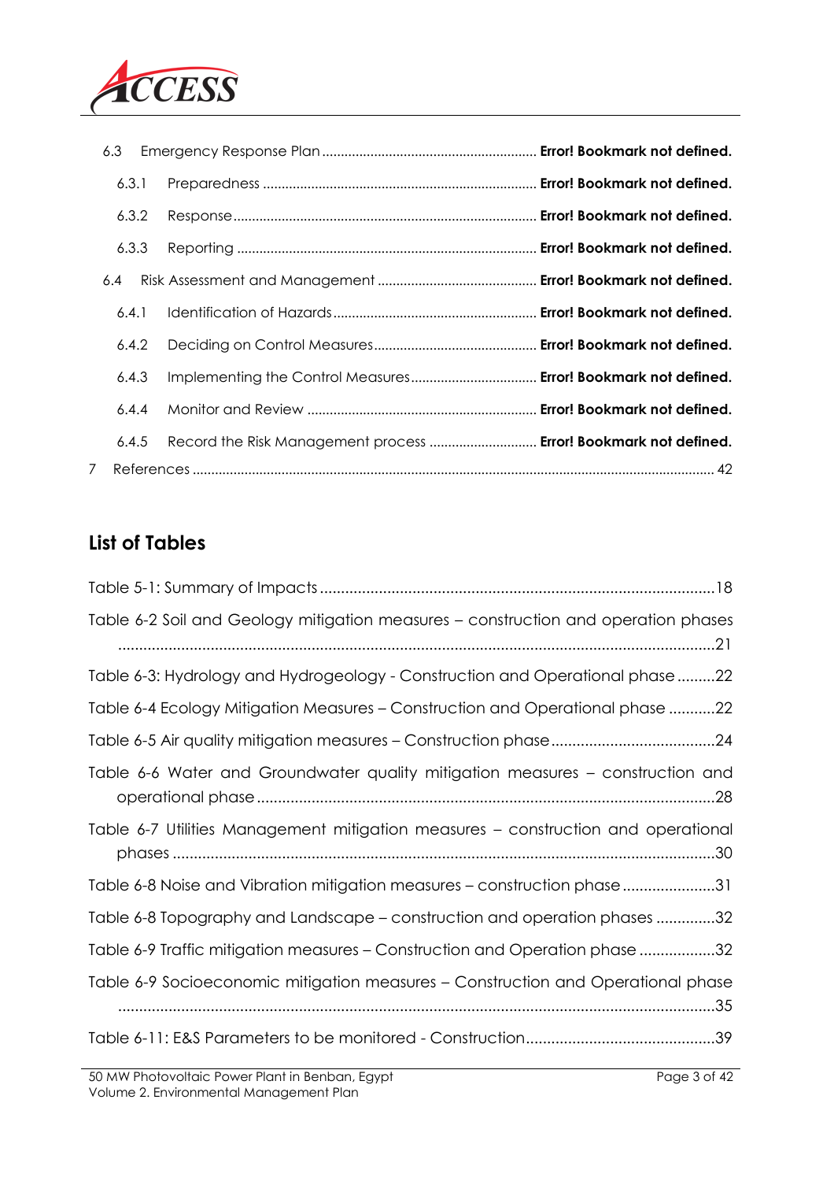6.3 Emergency Response Plan ........................................................ **Error! Bookmark not defined.**

6.3.1 Preparedness ........................................................................ **Error! Bookmark not defined.**

6.3.2 Response ................................................................................ **Error! Bookmark not defined.**

6.3.3 Reporting ............................................................................... **Error! Bookmark not defined.**

6.4 Risk Assessment and Management ........................................... **Error! Bookmark not defined.**

6.4.1 Identification of Hazards ....................................................... **Error! Bookmark not defined.**

6.4.2 Deciding on Control Measures ............................................. **Error! Bookmark not defined.**

6.4.3 Implementing the Control Measures .................................. **Error! Bookmark not defined.**

6.4.4 Monitor and Review ............................................................. **Error! Bookmark not defined.**

6.4.5 Record the Risk Management process ............................. **Error! Bookmark not defined.**

7 References ........................................................................................................................... 42

## List of Tables

Table 5-1: Summary of Impacts ............................................................................................ 18

Table 6-2 Soil and Geology mitigation measures – construction and operation phases ............................................................................................................................... 21

Table 6-3: Hydrology and Hydrogeology - Construction and Operational phase ......... 22

Table 6-4 Ecology Mitigation Measures – Construction and Operational phase ........... 22

Table 6-5 Air quality mitigation measures – Construction phase ...................................... 24

Table 6-6 Water and Groundwater quality mitigation measures – construction and operational phase ............................................................................................................ 28

Table 6-7 Utilities Management mitigation measures – construction and operational phases ............................................................................................................................... 30

Table 6-8 Noise and Vibration mitigation measures – construction phase ...................... 31

Table 6-8 Topography and Landscape – construction and operation phases .............. 32

Table 6-9 Traffic mitigation measures – Construction and Operation phase .................. 32

Table 6-9 Socioeconomic mitigation measures – Construction and Operational phase ............................................................................................................................... 35

Table 6-11: E&S Parameters to be monitored - Construction ............................................ 39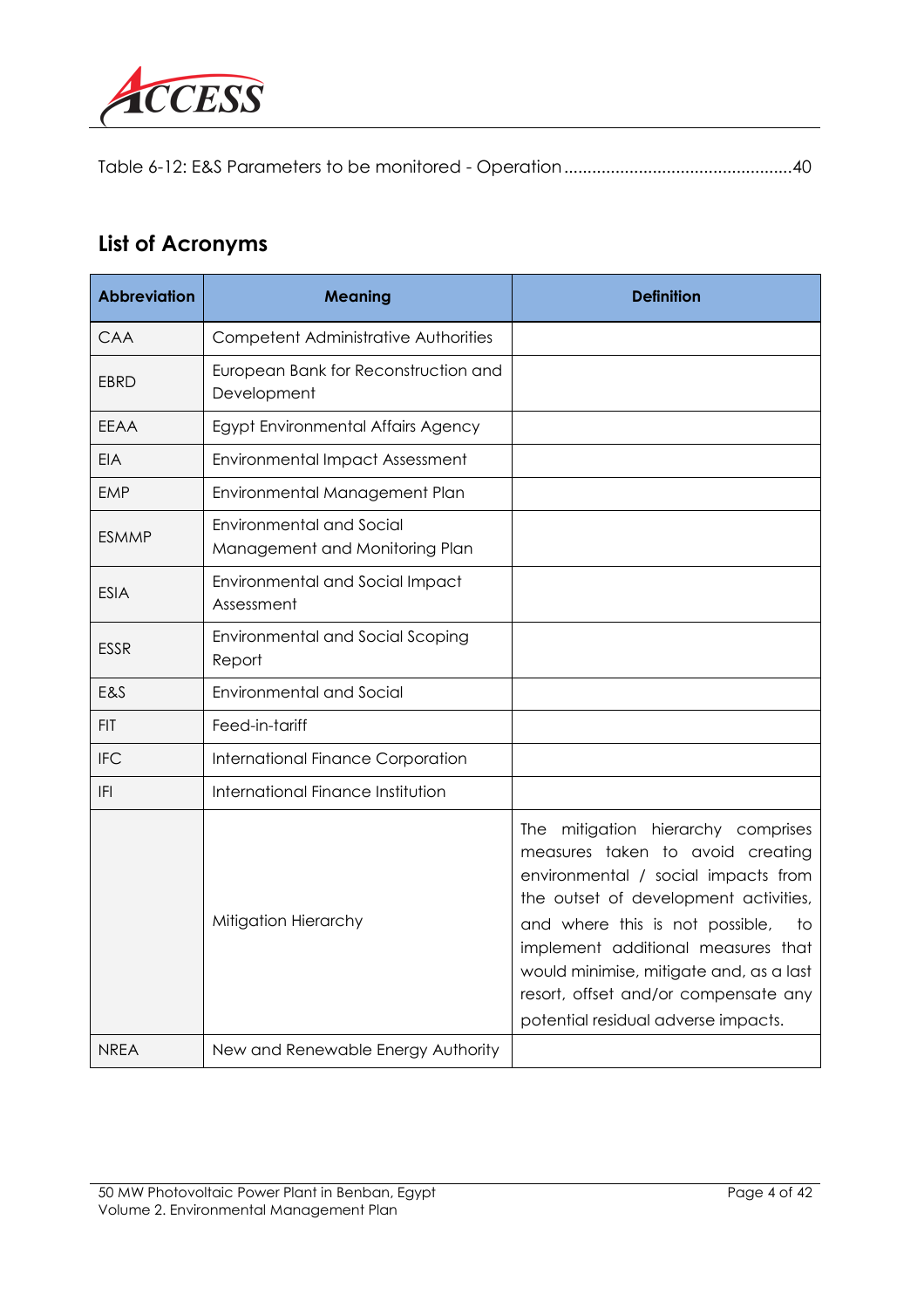Table 6-12: E&S Parameters to be monitored - Operation ................................................40

## List of Acronyms

| Abbreviation | Meaning | Definition |
|---|---|---|
| CAA | Competent Administrative Authorities | |
| EBRD | European Bank for Reconstruction and Development | |
| EEAA | Egypt Environmental Affairs Agency | |
| EIA | Environmental Impact Assessment | |
| EMP | Environmental Management Plan | |
| ESMMP | Environmental and Social Management and Monitoring Plan | |
| ESIA | Environmental and Social Impact Assessment | |
| ESSR | Environmental and Social Scoping Report | |
| E&S | Environmental and Social | |
| FIT | Feed-in-tariff | |
| IFC | International Finance Corporation | |
| IFI | International Finance Institution | |
| | Mitigation Hierarchy | The mitigation hierarchy comprises measures taken to avoid creating environmental / social impacts from the outset of development activities, and where this is not possible, to implement additional measures that would minimise, mitigate and, as a last resort, offset and/or compensate any potential residual adverse impacts. |
| NREA | New and Renewable Energy Authority | |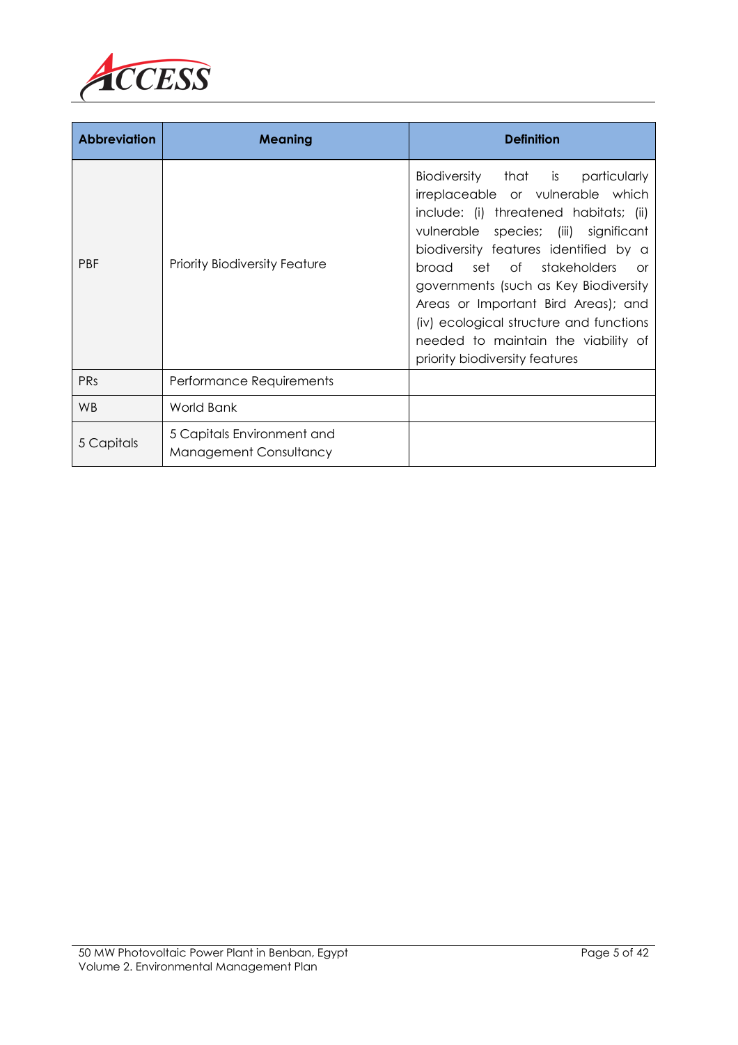| Abbreviation | Meaning | Definition |
|---|---|---|
| PBF | Priority Biodiversity Feature | Biodiversity that is particularly irreplaceable or vulnerable which include: (i) threatened habitats; (ii) vulnerable species; (iii) significant biodiversity features identified by a broad set of stakeholders or governments (such as Key Biodiversity Areas or Important Bird Areas); and (iv) ecological structure and functions needed to maintain the viability of priority biodiversity features |
| PRs | Performance Requirements | |
| WB | World Bank | |
| 5 Capitals | 5 Capitals Environment and Management Consultancy | |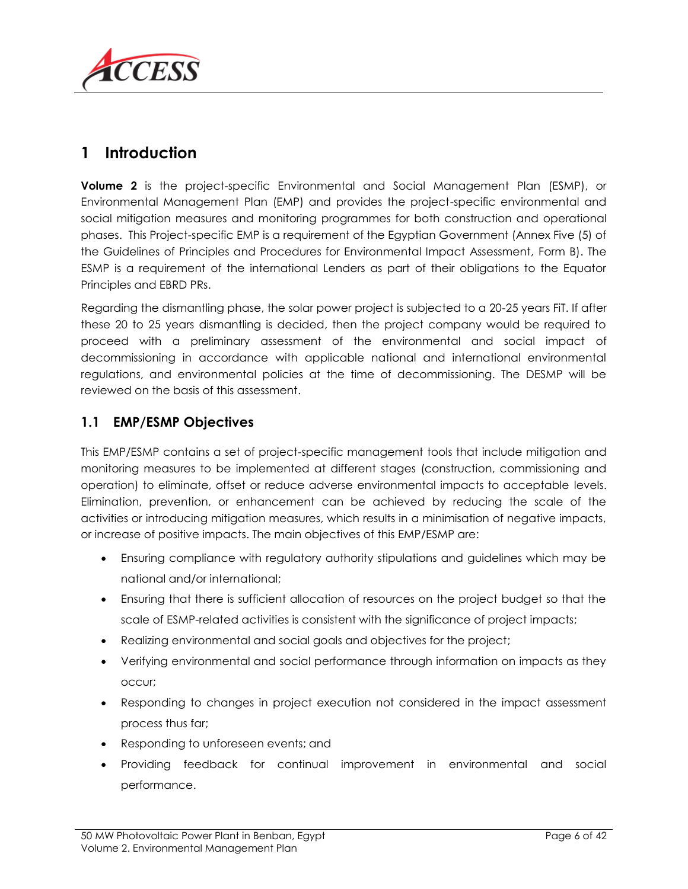# 1 Introduction

**Volume 2** is the project-specific Environmental and Social Management Plan (ESMP), or Environmental Management Plan (EMP) and provides the project-specific environmental and social mitigation measures and monitoring programmes for both construction and operational phases. This Project-specific EMP is a requirement of the Egyptian Government (Annex Five (5) of the Guidelines of Principles and Procedures for Environmental Impact Assessment, Form B). The ESMP is a requirement of the international Lenders as part of their obligations to the Equator Principles and EBRD PRs.

Regarding the dismantling phase, the solar power project is subjected to a 20-25 years FiT. If after these 20 to 25 years dismantling is decided, then the project company would be required to proceed with a preliminary assessment of the environmental and social impact of decommissioning in accordance with applicable national and international environmental regulations, and environmental policies at the time of decommissioning. The DESMP will be reviewed on the basis of this assessment.

## 1.1 EMP/ESMP Objectives

This EMP/ESMP contains a set of project-specific management tools that include mitigation and monitoring measures to be implemented at different stages (construction, commissioning and operation) to eliminate, offset or reduce adverse environmental impacts to acceptable levels. Elimination, prevention, or enhancement can be achieved by reducing the scale of the activities or introducing mitigation measures, which results in a minimisation of negative impacts, or increase of positive impacts. The main objectives of this EMP/ESMP are:

- Ensuring compliance with regulatory authority stipulations and guidelines which may be national and/or international;
- Ensuring that there is sufficient allocation of resources on the project budget so that the scale of ESMP-related activities is consistent with the significance of project impacts;
- Realizing environmental and social goals and objectives for the project;
- Verifying environmental and social performance through information on impacts as they occur;
- Responding to changes in project execution not considered in the impact assessment process thus far;
- Responding to unforeseen events; and
- Providing feedback for continual improvement in environmental and social performance.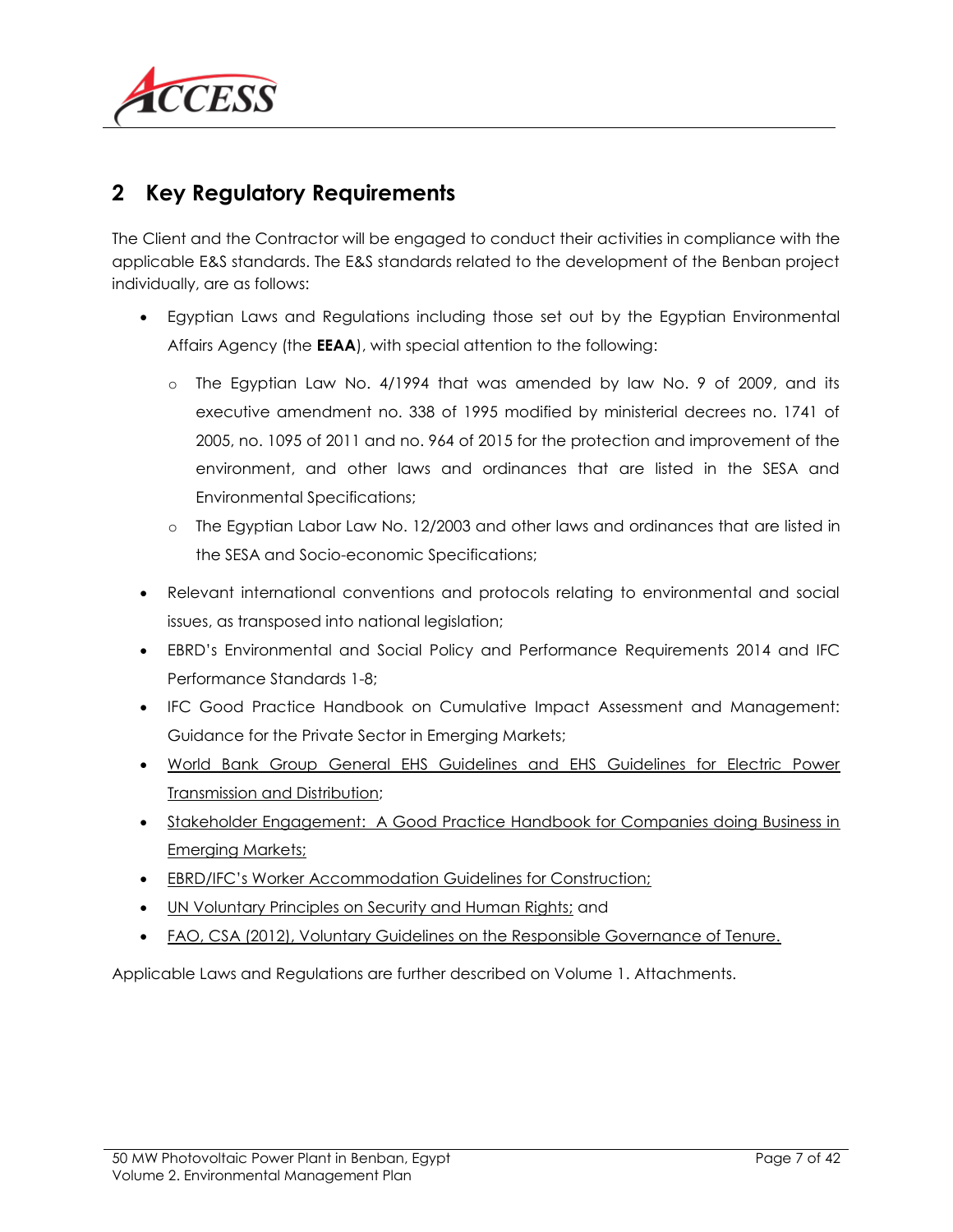# 2 Key Regulatory Requirements

The Client and the Contractor will be engaged to conduct their activities in compliance with the applicable E&S standards. The E&S standards related to the development of the Benban project individually, are as follows:

- Egyptian Laws and Regulations including those set out by the Egyptian Environmental Affairs Agency (the **EEAA**), with special attention to the following:
  - The Egyptian Law No. 4/1994 that was amended by law No. 9 of 2009, and its executive amendment no. 338 of 1995 modified by ministerial decrees no. 1741 of 2005, no. 1095 of 2011 and no. 964 of 2015 for the protection and improvement of the environment, and other laws and ordinances that are listed in the SESA and Environmental Specifications;
  - The Egyptian Labor Law No. 12/2003 and other laws and ordinances that are listed in the SESA and Socio-economic Specifications;
- Relevant international conventions and protocols relating to environmental and social issues, as transposed into national legislation;
- EBRD's Environmental and Social Policy and Performance Requirements 2014 and IFC Performance Standards 1-8;
- IFC Good Practice Handbook on Cumulative Impact Assessment and Management: Guidance for the Private Sector in Emerging Markets;
- World Bank Group General EHS Guidelines and EHS Guidelines for Electric Power Transmission and Distribution;
- Stakeholder Engagement: A Good Practice Handbook for Companies doing Business in Emerging Markets;
- EBRD/IFC's Worker Accommodation Guidelines for Construction;
- UN Voluntary Principles on Security and Human Rights; and
- FAO, CSA (2012), Voluntary Guidelines on the Responsible Governance of Tenure.

Applicable Laws and Regulations are further described on Volume 1. Attachments.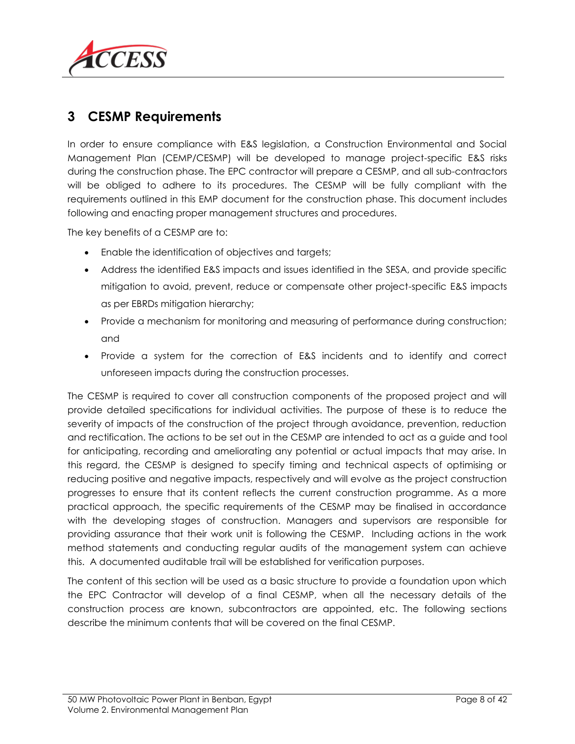# 3 CESMP Requirements

In order to ensure compliance with E&S legislation, a Construction Environmental and Social Management Plan (CEMP/CESMP) will be developed to manage project-specific E&S risks during the construction phase. The EPC contractor will prepare a CESMP, and all sub-contractors will be obliged to adhere to its procedures. The CESMP will be fully compliant with the requirements outlined in this EMP document for the construction phase. This document includes following and enacting proper management structures and procedures.

The key benefits of a CESMP are to:

- Enable the identification of objectives and targets;
- Address the identified E&S impacts and issues identified in the SESA, and provide specific mitigation to avoid, prevent, reduce or compensate other project-specific E&S impacts as per EBRDs mitigation hierarchy;
- Provide a mechanism for monitoring and measuring of performance during construction; and
- Provide a system for the correction of E&S incidents and to identify and correct unforeseen impacts during the construction processes.

The CESMP is required to cover all construction components of the proposed project and will provide detailed specifications for individual activities. The purpose of these is to reduce the severity of impacts of the construction of the project through avoidance, prevention, reduction and rectification. The actions to be set out in the CESMP are intended to act as a guide and tool for anticipating, recording and ameliorating any potential or actual impacts that may arise. In this regard, the CESMP is designed to specify timing and technical aspects of optimising or reducing positive and negative impacts, respectively and will evolve as the project construction progresses to ensure that its content reflects the current construction programme. As a more practical approach, the specific requirements of the CESMP may be finalised in accordance with the developing stages of construction. Managers and supervisors are responsible for providing assurance that their work unit is following the CESMP. Including actions in the work method statements and conducting regular audits of the management system can achieve this. A documented auditable trail will be established for verification purposes.

The content of this section will be used as a basic structure to provide a foundation upon which the EPC Contractor will develop of a final CESMP, when all the necessary details of the construction process are known, subcontractors are appointed, etc. The following sections describe the minimum contents that will be covered on the final CESMP.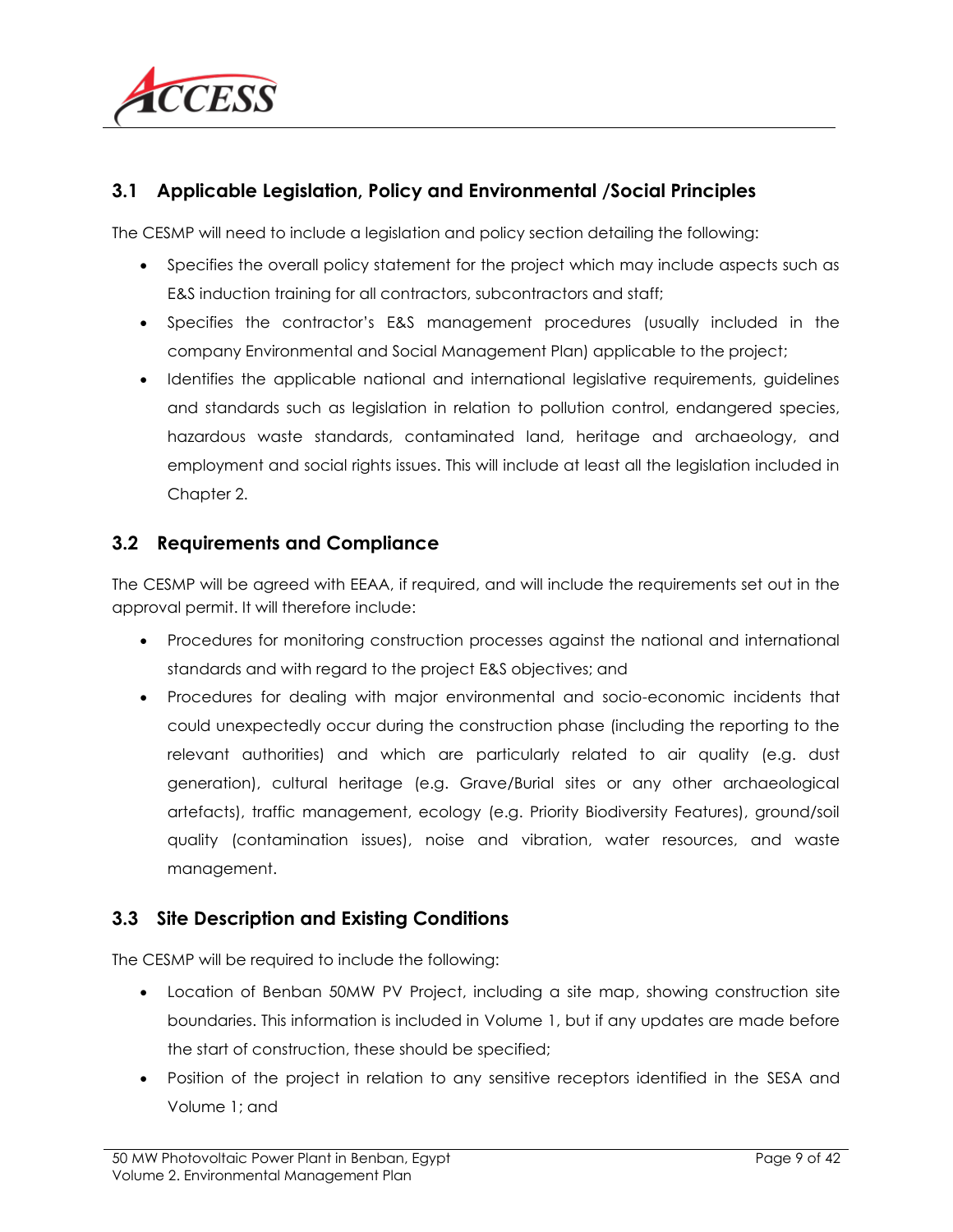## 3.1 Applicable Legislation, Policy and Environmental /Social Principles

The CESMP will need to include a legislation and policy section detailing the following:

- Specifies the overall policy statement for the project which may include aspects such as E&S induction training for all contractors, subcontractors and staff;
- Specifies the contractor's E&S management procedures (usually included in the company Environmental and Social Management Plan) applicable to the project;
- Identifies the applicable national and international legislative requirements, guidelines and standards such as legislation in relation to pollution control, endangered species, hazardous waste standards, contaminated land, heritage and archaeology, and employment and social rights issues. This will include at least all the legislation included in Chapter 2.

## 3.2 Requirements and Compliance

The CESMP will be agreed with EEAA, if required, and will include the requirements set out in the approval permit. It will therefore include:

- Procedures for monitoring construction processes against the national and international standards and with regard to the project E&S objectives; and
- Procedures for dealing with major environmental and socio-economic incidents that could unexpectedly occur during the construction phase (including the reporting to the relevant authorities) and which are particularly related to air quality (e.g. dust generation), cultural heritage (e.g. Grave/Burial sites or any other archaeological artefacts), traffic management, ecology (e.g. Priority Biodiversity Features), ground/soil quality (contamination issues), noise and vibration, water resources, and waste management.

## 3.3 Site Description and Existing Conditions

The CESMP will be required to include the following:

- Location of Benban 50MW PV Project, including a site map, showing construction site boundaries. This information is included in Volume 1, but if any updates are made before the start of construction, these should be specified;
- Position of the project in relation to any sensitive receptors identified in the SESA and Volume 1; and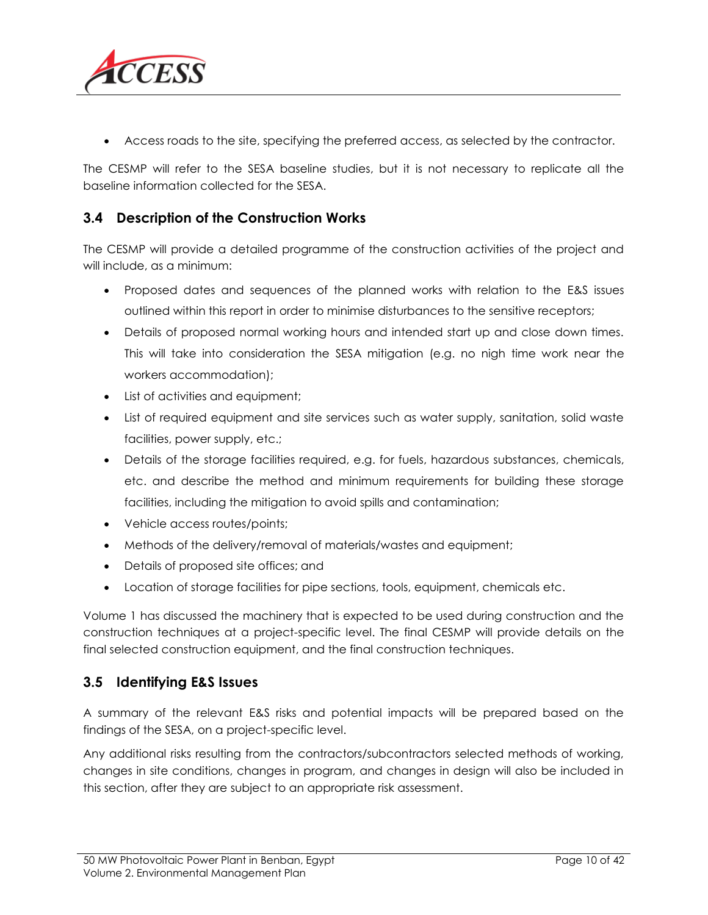- Access roads to the site, specifying the preferred access, as selected by the contractor.

The CESMP will refer to the SESA baseline studies, but it is not necessary to replicate all the baseline information collected for the SESA.

## 3.4 Description of the Construction Works

The CESMP will provide a detailed programme of the construction activities of the project and will include, as a minimum:

- Proposed dates and sequences of the planned works with relation to the E&S issues outlined within this report in order to minimise disturbances to the sensitive receptors;
- Details of proposed normal working hours and intended start up and close down times. This will take into consideration the SESA mitigation (e.g. no nigh time work near the workers accommodation);
- List of activities and equipment;
- List of required equipment and site services such as water supply, sanitation, solid waste facilities, power supply, etc.;
- Details of the storage facilities required, e.g. for fuels, hazardous substances, chemicals, etc. and describe the method and minimum requirements for building these storage facilities, including the mitigation to avoid spills and contamination;
- Vehicle access routes/points;
- Methods of the delivery/removal of materials/wastes and equipment;
- Details of proposed site offices; and
- Location of storage facilities for pipe sections, tools, equipment, chemicals etc.

Volume 1 has discussed the machinery that is expected to be used during construction and the construction techniques at a project-specific level. The final CESMP will provide details on the final selected construction equipment, and the final construction techniques.

## 3.5 Identifying E&S Issues

A summary of the relevant E&S risks and potential impacts will be prepared based on the findings of the SESA, on a project-specific level.

Any additional risks resulting from the contractors/subcontractors selected methods of working, changes in site conditions, changes in program, and changes in design will also be included in this section, after they are subject to an appropriate risk assessment.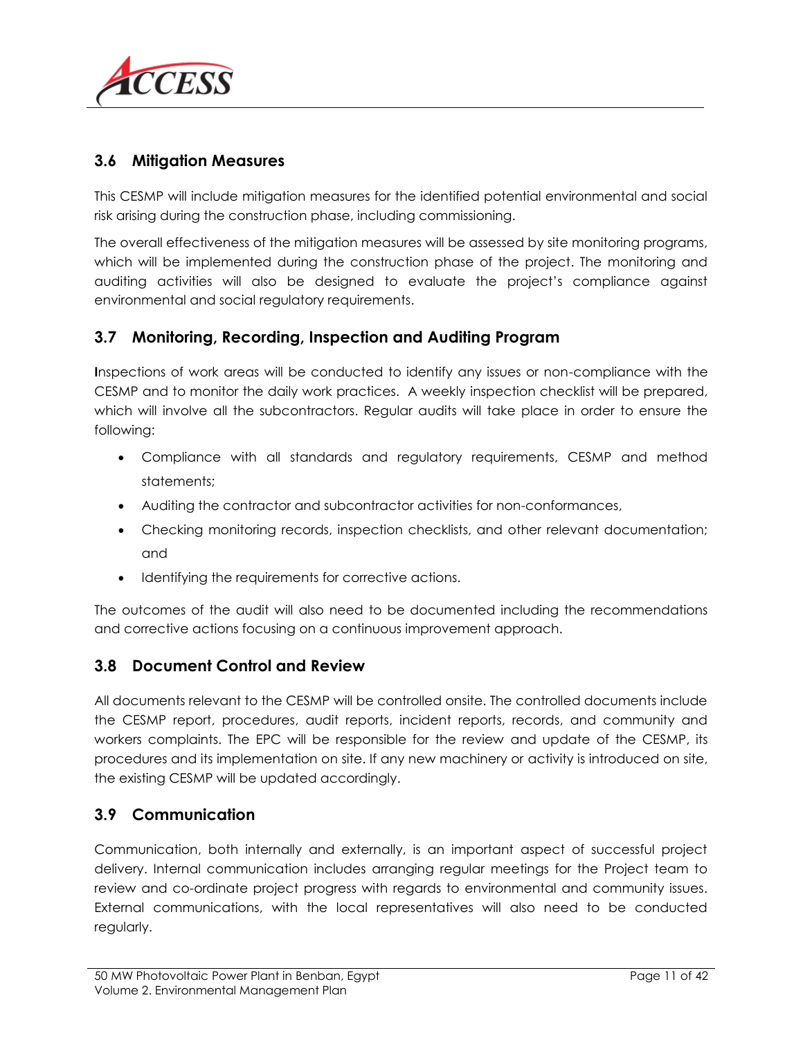## 3.6 Mitigation Measures

This CESMP will include mitigation measures for the identified potential environmental and social risk arising during the construction phase, including commissioning.

The overall effectiveness of the mitigation measures will be assessed by site monitoring programs, which will be implemented during the construction phase of the project. The monitoring and auditing activities will also be designed to evaluate the project's compliance against environmental and social regulatory requirements.

## 3.7 Monitoring, Recording, Inspection and Auditing Program

Inspections of work areas will be conducted to identify any issues or non-compliance with the CESMP and to monitor the daily work practices. A weekly inspection checklist will be prepared, which will involve all the subcontractors. Regular audits will take place in order to ensure the following:

- Compliance with all standards and regulatory requirements, CESMP and method statements;
- Auditing the contractor and subcontractor activities for non-conformances,
- Checking monitoring records, inspection checklists, and other relevant documentation; and
- Identifying the requirements for corrective actions.

The outcomes of the audit will also need to be documented including the recommendations and corrective actions focusing on a continuous improvement approach.

## 3.8 Document Control and Review

All documents relevant to the CESMP will be controlled onsite. The controlled documents include the CESMP report, procedures, audit reports, incident reports, records, and community and workers complaints. The EPC will be responsible for the review and update of the CESMP, its procedures and its implementation on site. If any new machinery or activity is introduced on site, the existing CESMP will be updated accordingly.

## 3.9 Communication

Communication, both internally and externally, is an important aspect of successful project delivery. Internal communication includes arranging regular meetings for the Project team to review and co-ordinate project progress with regards to environmental and community issues. External communications, with the local representatives will also need to be conducted regularly.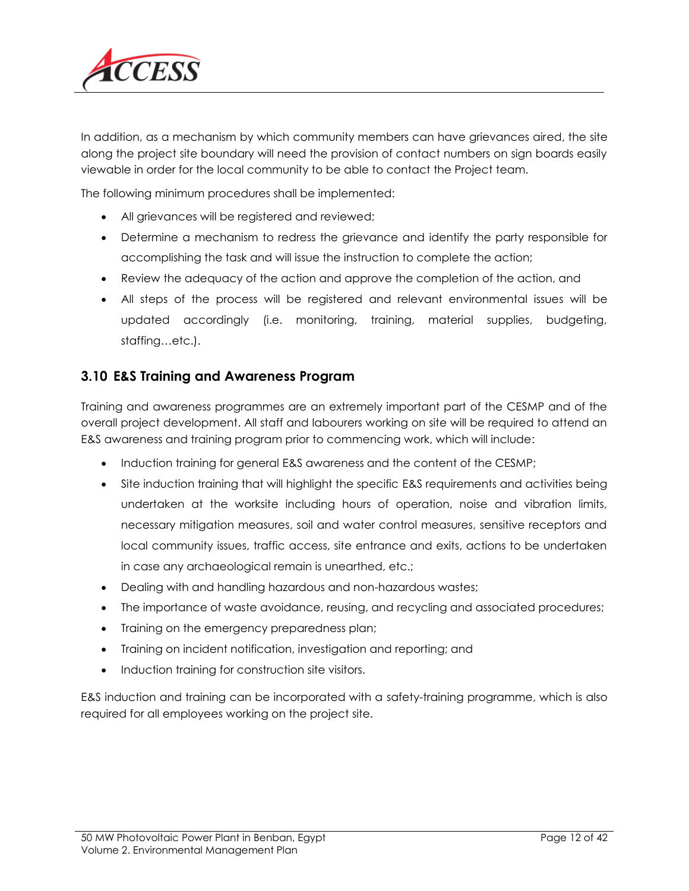In addition, as a mechanism by which community members can have grievances aired, the site along the project site boundary will need the provision of contact numbers on sign boards easily viewable in order for the local community to be able to contact the Project team.

The following minimum procedures shall be implemented:

- All grievances will be registered and reviewed;
- Determine a mechanism to redress the grievance and identify the party responsible for accomplishing the task and will issue the instruction to complete the action;
- Review the adequacy of the action and approve the completion of the action, and
- All steps of the process will be registered and relevant environmental issues will be updated accordingly (i.e. monitoring, training, material supplies, budgeting, staffing…etc.).

## 3.10 E&S Training and Awareness Program

Training and awareness programmes are an extremely important part of the CESMP and of the overall project development. All staff and labourers working on site will be required to attend an E&S awareness and training program prior to commencing work, which will include:

- Induction training for general E&S awareness and the content of the CESMP;
- Site induction training that will highlight the specific E&S requirements and activities being undertaken at the worksite including hours of operation, noise and vibration limits, necessary mitigation measures, soil and water control measures, sensitive receptors and local community issues, traffic access, site entrance and exits, actions to be undertaken in case any archaeological remain is unearthed, etc.;
- Dealing with and handling hazardous and non-hazardous wastes;
- The importance of waste avoidance, reusing, and recycling and associated procedures;
- Training on the emergency preparedness plan;
- Training on incident notification, investigation and reporting; and
- Induction training for construction site visitors.

E&S induction and training can be incorporated with a safety-training programme, which is also required for all employees working on the project site.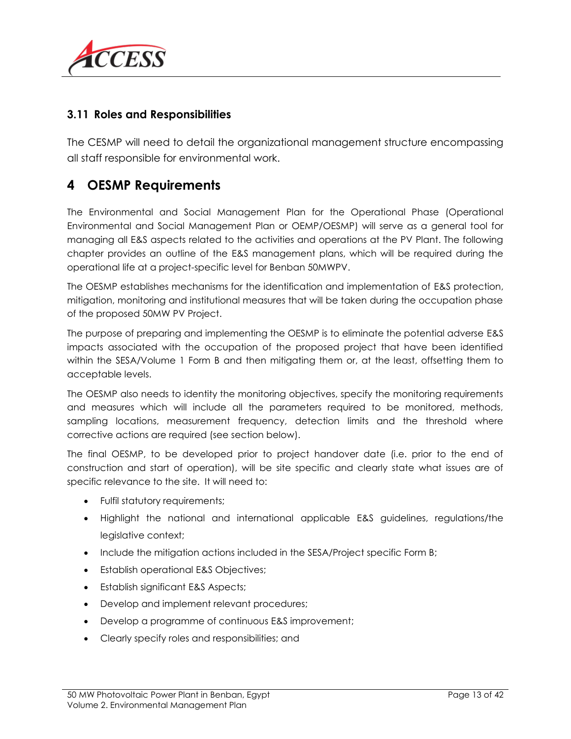### 3.11 Roles and Responsibilities

The CESMP will need to detail the organizational management structure encompassing all staff responsible for environmental work.

# 4 OESMP Requirements

The Environmental and Social Management Plan for the Operational Phase (Operational Environmental and Social Management Plan or OEMP/OESMP) will serve as a general tool for managing all E&S aspects related to the activities and operations at the PV Plant. The following chapter provides an outline of the E&S management plans, which will be required during the operational life at a project-specific level for Benban 50MWPV.

The OESMP establishes mechanisms for the identification and implementation of E&S protection, mitigation, monitoring and institutional measures that will be taken during the occupation phase of the proposed 50MW PV Project.

The purpose of preparing and implementing the OESMP is to eliminate the potential adverse E&S impacts associated with the occupation of the proposed project that have been identified within the SESA/Volume 1 Form B and then mitigating them or, at the least, offsetting them to acceptable levels.

The OESMP also needs to identity the monitoring objectives, specify the monitoring requirements and measures which will include all the parameters required to be monitored, methods, sampling locations, measurement frequency, detection limits and the threshold where corrective actions are required (see section below).

The final OESMP, to be developed prior to project handover date (i.e. prior to the end of construction and start of operation), will be site specific and clearly state what issues are of specific relevance to the site. It will need to:

- Fulfil statutory requirements;
- Highlight the national and international applicable E&S guidelines, regulations/the legislative context;
- Include the mitigation actions included in the SESA/Project specific Form B;
- Establish operational E&S Objectives;
- Establish significant E&S Aspects;
- Develop and implement relevant procedures;
- Develop a programme of continuous E&S improvement;
- Clearly specify roles and responsibilities; and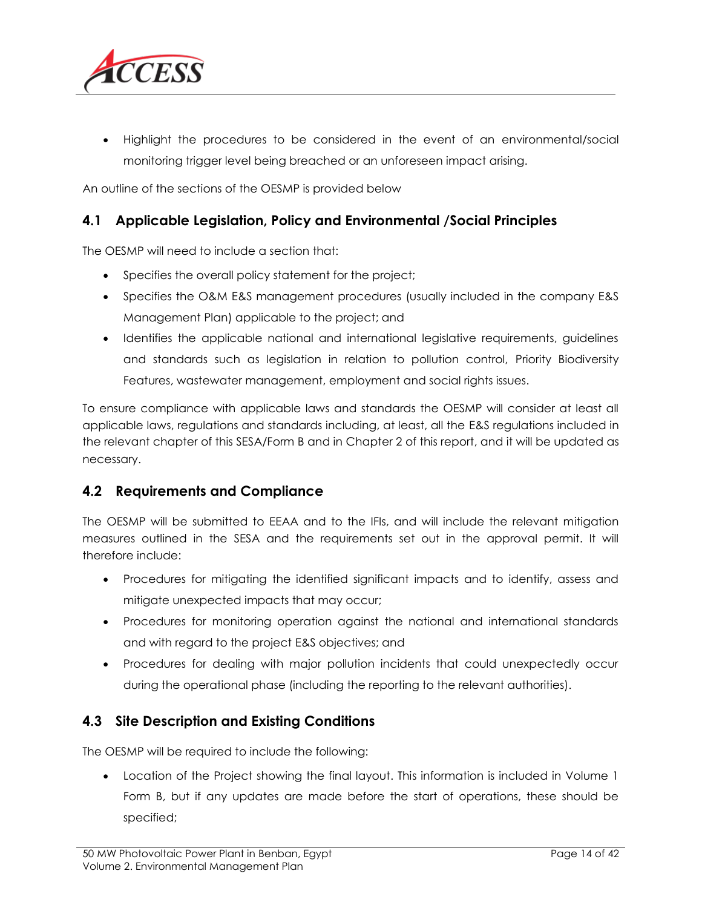- Highlight the procedures to be considered in the event of an environmental/social monitoring trigger level being breached or an unforeseen impact arising.

An outline of the sections of the OESMP is provided below

## 4.1 Applicable Legislation, Policy and Environmental /Social Principles

The OESMP will need to include a section that:

- Specifies the overall policy statement for the project;
- Specifies the O&M E&S management procedures (usually included in the company E&S Management Plan) applicable to the project; and
- Identifies the applicable national and international legislative requirements, guidelines and standards such as legislation in relation to pollution control, Priority Biodiversity Features, wastewater management, employment and social rights issues.

To ensure compliance with applicable laws and standards the OESMP will consider at least all applicable laws, regulations and standards including, at least, all the E&S regulations included in the relevant chapter of this SESA/Form B and in Chapter 2 of this report, and it will be updated as necessary.

## 4.2 Requirements and Compliance

The OESMP will be submitted to EEAA and to the IFIs, and will include the relevant mitigation measures outlined in the SESA and the requirements set out in the approval permit. It will therefore include:

- Procedures for mitigating the identified significant impacts and to identify, assess and mitigate unexpected impacts that may occur;
- Procedures for monitoring operation against the national and international standards and with regard to the project E&S objectives; and
- Procedures for dealing with major pollution incidents that could unexpectedly occur during the operational phase (including the reporting to the relevant authorities).

## 4.3 Site Description and Existing Conditions

The OESMP will be required to include the following:

- Location of the Project showing the final layout. This information is included in Volume 1 Form B, but if any updates are made before the start of operations, these should be specified;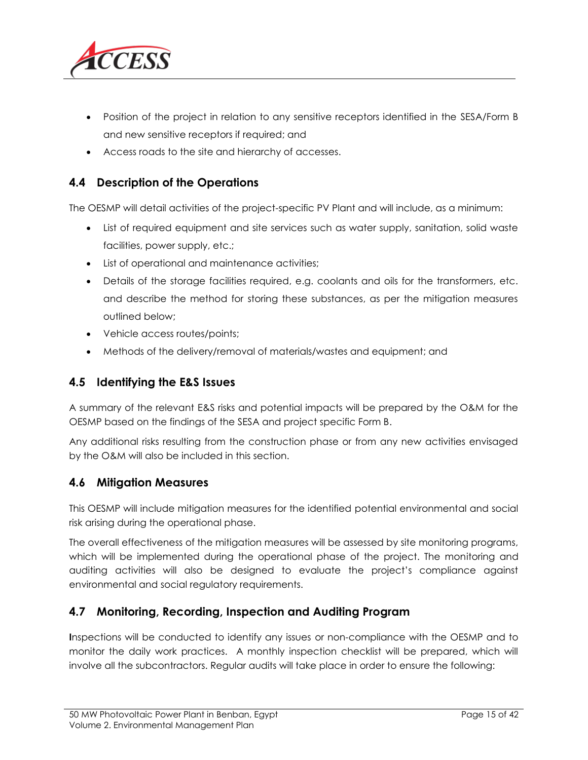- Position of the project in relation to any sensitive receptors identified in the SESA/Form B and new sensitive receptors if required; and
- Access roads to the site and hierarchy of accesses.

## 4.4 Description of the Operations

The OESMP will detail activities of the project-specific PV Plant and will include, as a minimum:

- List of required equipment and site services such as water supply, sanitation, solid waste facilities, power supply, etc.;
- List of operational and maintenance activities;
- Details of the storage facilities required, e.g. coolants and oils for the transformers, etc. and describe the method for storing these substances, as per the mitigation measures outlined below;
- Vehicle access routes/points;
- Methods of the delivery/removal of materials/wastes and equipment; and

## 4.5 Identifying the E&S Issues

A summary of the relevant E&S risks and potential impacts will be prepared by the O&M for the OESMP based on the findings of the SESA and project specific Form B.

Any additional risks resulting from the construction phase or from any new activities envisaged by the O&M will also be included in this section.

## 4.6 Mitigation Measures

This OESMP will include mitigation measures for the identified potential environmental and social risk arising during the operational phase.

The overall effectiveness of the mitigation measures will be assessed by site monitoring programs, which will be implemented during the operational phase of the project. The monitoring and auditing activities will also be designed to evaluate the project's compliance against environmental and social regulatory requirements.

## 4.7 Monitoring, Recording, Inspection and Auditing Program

Inspections will be conducted to identify any issues or non-compliance with the OESMP and to monitor the daily work practices. A monthly inspection checklist will be prepared, which will involve all the subcontractors. Regular audits will take place in order to ensure the following: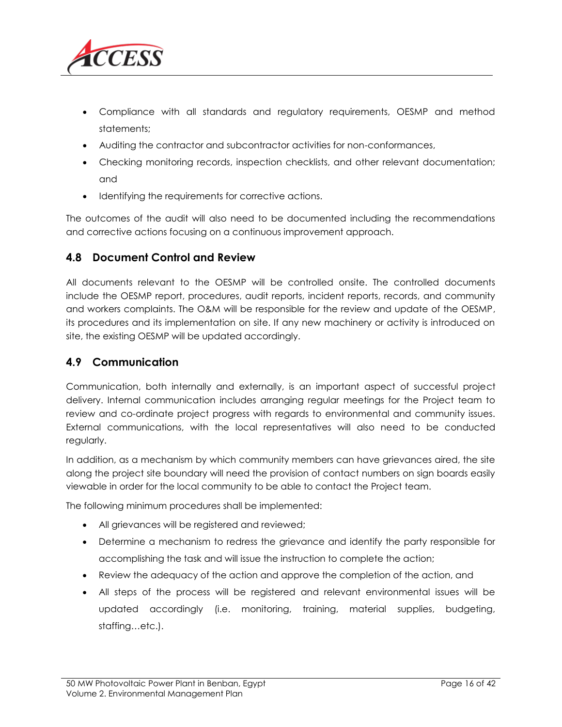- Compliance with all standards and regulatory requirements, OESMP and method statements;
- Auditing the contractor and subcontractor activities for non-conformances,
- Checking monitoring records, inspection checklists, and other relevant documentation; and
- Identifying the requirements for corrective actions.

The outcomes of the audit will also need to be documented including the recommendations and corrective actions focusing on a continuous improvement approach.

## 4.8 Document Control and Review

All documents relevant to the OESMP will be controlled onsite. The controlled documents include the OESMP report, procedures, audit reports, incident reports, records, and community and workers complaints. The O&M will be responsible for the review and update of the OESMP, its procedures and its implementation on site. If any new machinery or activity is introduced on site, the existing OESMP will be updated accordingly.

## 4.9 Communication

Communication, both internally and externally, is an important aspect of successful project delivery. Internal communication includes arranging regular meetings for the Project team to review and co-ordinate project progress with regards to environmental and community issues. External communications, with the local representatives will also need to be conducted regularly.

In addition, as a mechanism by which community members can have grievances aired, the site along the project site boundary will need the provision of contact numbers on sign boards easily viewable in order for the local community to be able to contact the Project team.

The following minimum procedures shall be implemented:

- All grievances will be registered and reviewed;
- Determine a mechanism to redress the grievance and identify the party responsible for accomplishing the task and will issue the instruction to complete the action;
- Review the adequacy of the action and approve the completion of the action, and
- All steps of the process will be registered and relevant environmental issues will be updated accordingly (i.e. monitoring, training, material supplies, budgeting, staffing…etc.).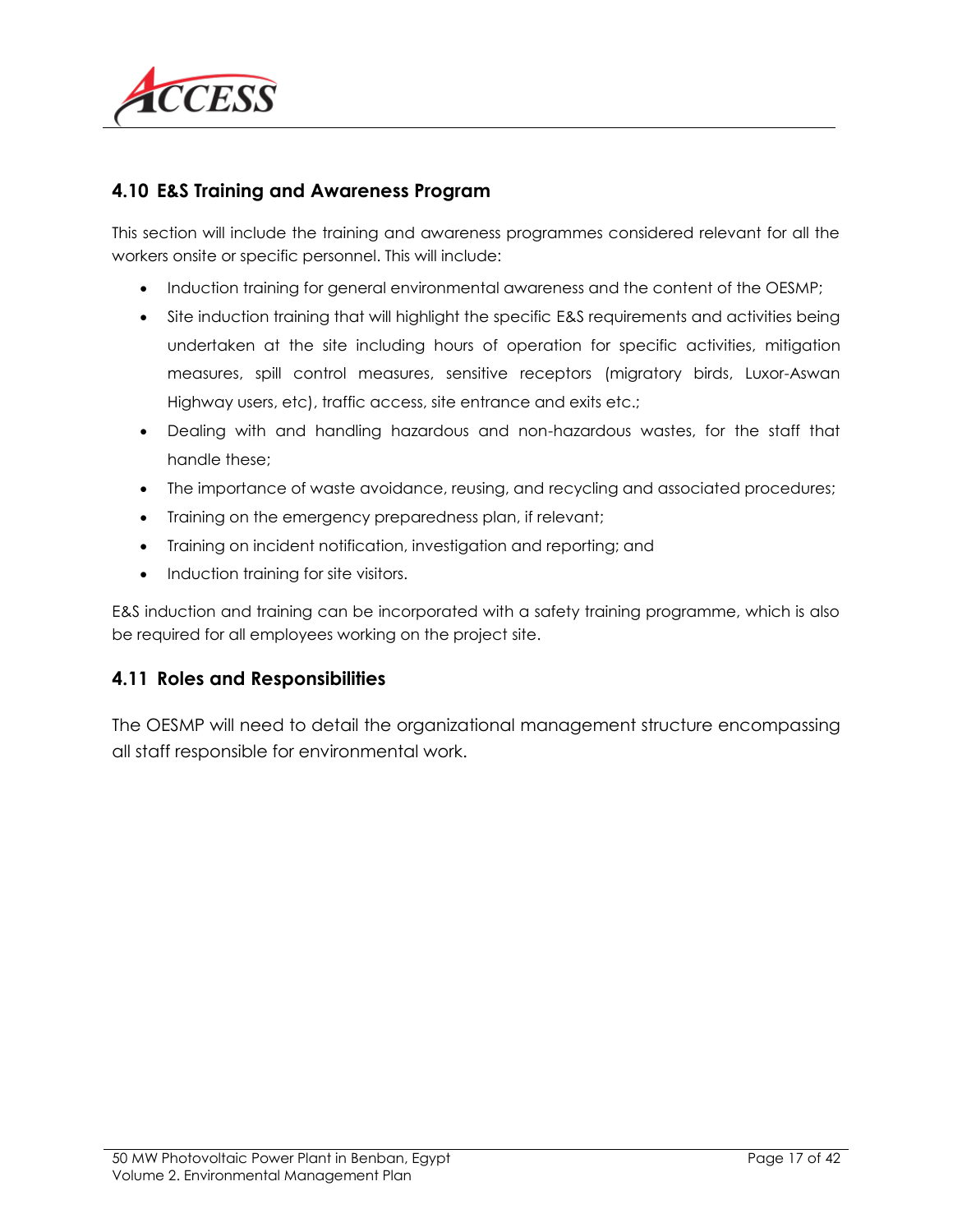## 4.10 E&S Training and Awareness Program

This section will include the training and awareness programmes considered relevant for all the workers onsite or specific personnel. This will include:

- Induction training for general environmental awareness and the content of the OESMP;
- Site induction training that will highlight the specific E&S requirements and activities being undertaken at the site including hours of operation for specific activities, mitigation measures, spill control measures, sensitive receptors (migratory birds, Luxor-Aswan Highway users, etc), traffic access, site entrance and exits etc.;
- Dealing with and handling hazardous and non-hazardous wastes, for the staff that handle these;
- The importance of waste avoidance, reusing, and recycling and associated procedures;
- Training on the emergency preparedness plan, if relevant;
- Training on incident notification, investigation and reporting; and
- Induction training for site visitors.

E&S induction and training can be incorporated with a safety training programme, which is also be required for all employees working on the project site.

## 4.11 Roles and Responsibilities

The OESMP will need to detail the organizational management structure encompassing all staff responsible for environmental work.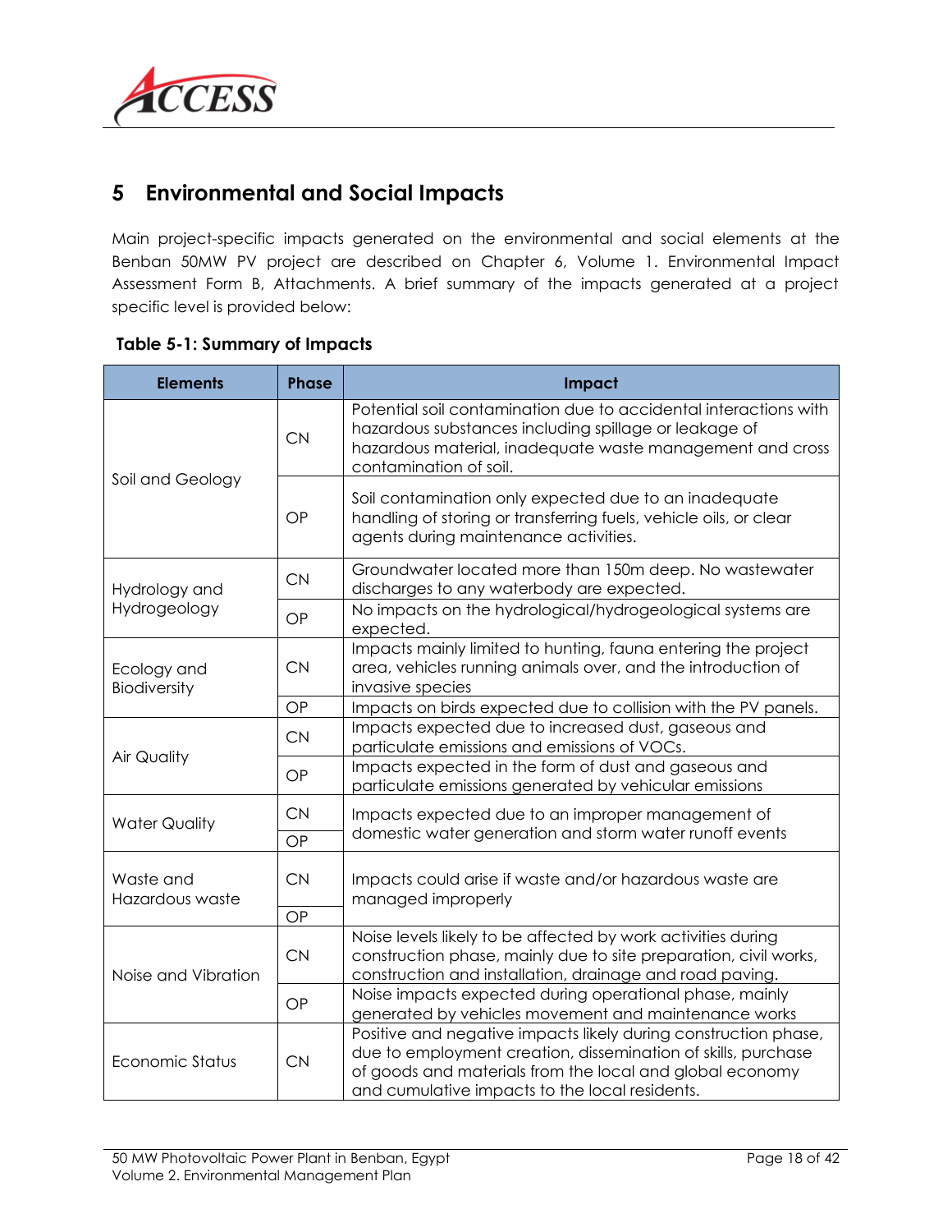# 5 Environmental and Social Impacts

Main project-specific impacts generated on the environmental and social elements at the Benban 50MW PV project are described on Chapter 6, Volume 1. Environmental Impact Assessment Form B, Attachments. A brief summary of the impacts generated at a project specific level is provided below:

**Table 5-1: Summary of Impacts**

| Elements | Phase | Impact |
|---|---|---|
| Soil and Geology | CN | Potential soil contamination due to accidental interactions with hazardous substances including spillage or leakage of hazardous material, inadequate waste management and cross contamination of soil. |
| | OP | Soil contamination only expected due to an inadequate handling of storing or transferring fuels, vehicle oils, or clear agents during maintenance activities. |
| Hydrology and Hydrogeology | CN | Groundwater located more than 150m deep. No wastewater discharges to any waterbody are expected. |
| | OP | No impacts on the hydrological/hydrogeological systems are expected. |
| Ecology and Biodiversity | CN | Impacts mainly limited to hunting, fauna entering the project area, vehicles running animals over, and the introduction of invasive species |
| | OP | Impacts on birds expected due to collision with the PV panels. |
| Air Quality | CN | Impacts expected due to increased dust, gaseous and particulate emissions and emissions of VOCs. |
| | OP | Impacts expected in the form of dust and gaseous and particulate emissions generated by vehicular emissions |
| Water Quality | CN | Impacts expected due to an improper management of domestic water generation and storm water runoff events |
| | OP | |
| Waste and Hazardous waste | CN | Impacts could arise if waste and/or hazardous waste are managed improperly |
| | OP | |
| Noise and Vibration | CN | Noise levels likely to be affected by work activities during construction phase, mainly due to site preparation, civil works, construction and installation, drainage and road paving. |
| | OP | Noise impacts expected during operational phase, mainly generated by vehicles movement and maintenance works |
| Economic Status | CN | Positive and negative impacts likely during construction phase, due to employment creation, dissemination of skills, purchase of goods and materials from the local and global economy and cumulative impacts to the local residents. |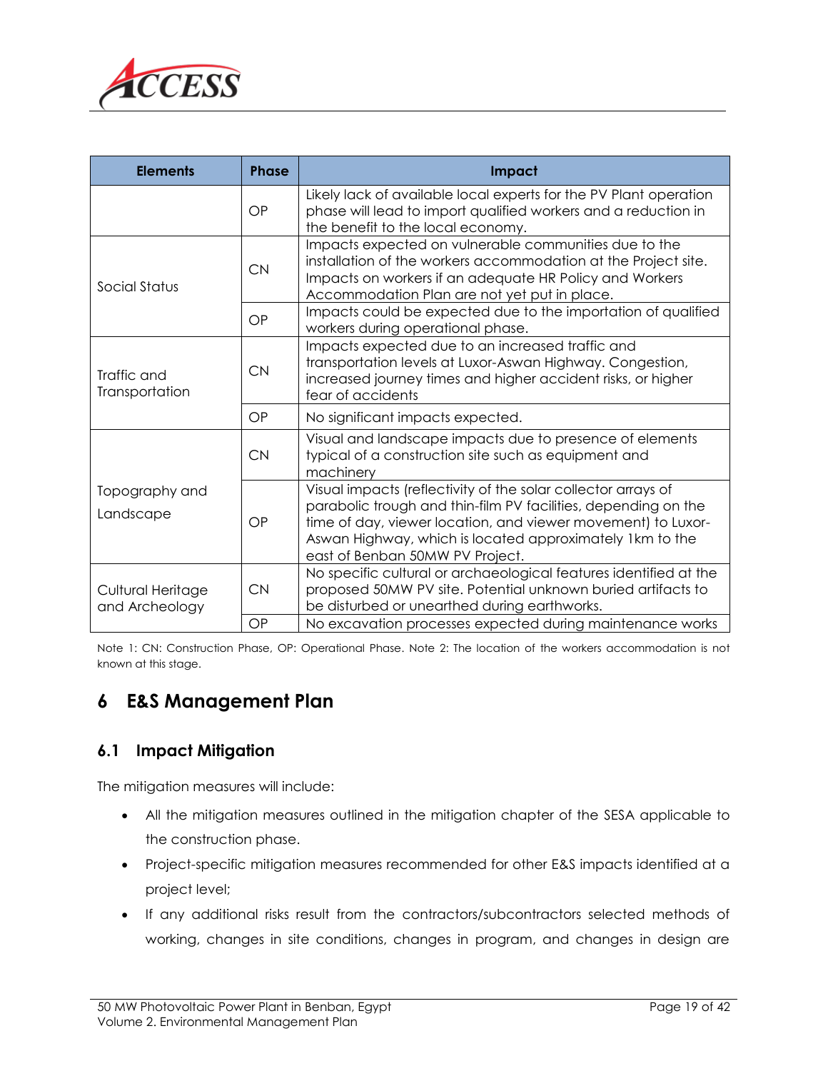| Elements | Phase | Impact |
|---|---|---|
| | OP | Likely lack of available local experts for the PV Plant operation phase will lead to import qualified workers and a reduction in the benefit to the local economy. |
| Social Status | CN | Impacts expected on vulnerable communities due to the installation of the workers accommodation at the Project site. Impacts on workers if an adequate HR Policy and Workers Accommodation Plan are not yet put in place. |
| | OP | Impacts could be expected due to the importation of qualified workers during operational phase. |
| Traffic and Transportation | CN | Impacts expected due to an increased traffic and transportation levels at Luxor-Aswan Highway. Congestion, increased journey times and higher accident risks, or higher fear of accidents |
| | OP | No significant impacts expected. |
| Topography and Landscape | CN | Visual and landscape impacts due to presence of elements typical of a construction site such as equipment and machinery |
| | OP | Visual impacts (reflectivity of the solar collector arrays of parabolic trough and thin-film PV facilities, depending on the time of day, viewer location, and viewer movement) to Luxor-Aswan Highway, which is located approximately 1km to the east of Benban 50MW PV Project. |
| Cultural Heritage and Archeology | CN | No specific cultural or archaeological features identified at the proposed 50MW PV site. Potential unknown buried artifacts to be disturbed or unearthed during earthworks. |
| | OP | No excavation processes expected during maintenance works |

Note 1: CN: Construction Phase, OP: Operational Phase. Note 2: The location of the workers accommodation is not known at this stage.

# 6 E&S Management Plan

## 6.1 Impact Mitigation

The mitigation measures will include:

- All the mitigation measures outlined in the mitigation chapter of the SESA applicable to the construction phase.
- Project-specific mitigation measures recommended for other E&S impacts identified at a project level;
- If any additional risks result from the contractors/subcontractors selected methods of working, changes in site conditions, changes in program, and changes in design are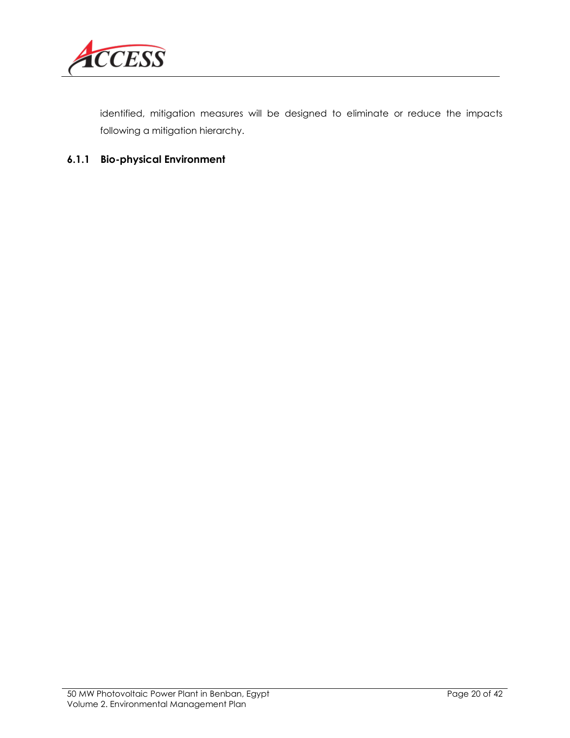identified, mitigation measures will be designed to eliminate or reduce the impacts following a mitigation hierarchy.

### 6.1.1 Bio-physical Environment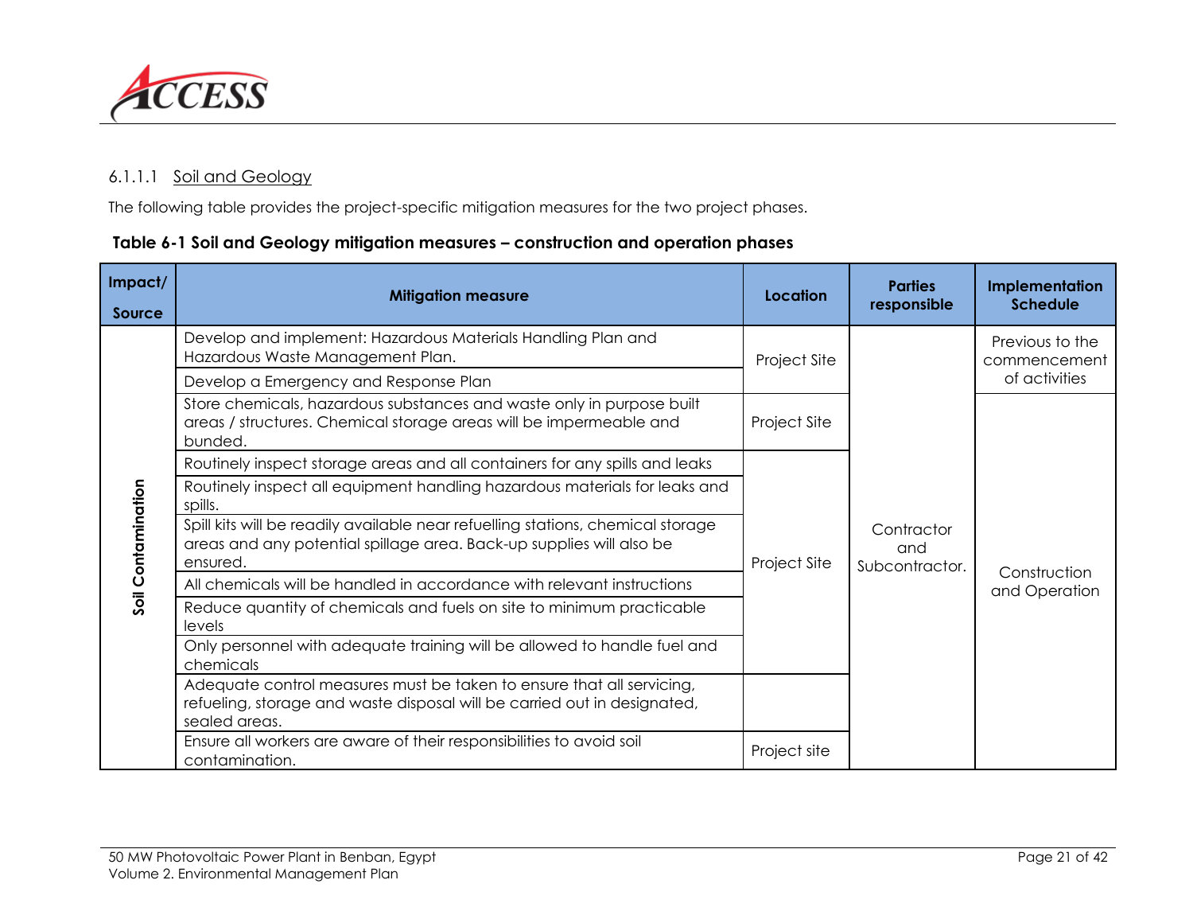#### 6.1.1.1 Soil and Geology

The following table provides the project-specific mitigation measures for the two project phases.

**Table 6-1 Soil and Geology mitigation measures – construction and operation phases**

| Impact/ Source | Mitigation measure | Location | Parties responsible | Implementation Schedule |
|---|---|---|---|---|
| Soil Contamination | Develop and implement: Hazardous Materials Handling Plan and Hazardous Waste Management Plan. | Project Site | Contractor and Subcontractor. | Previous to the commencement of activities |
| | Develop a Emergency and Response Plan | | | |
| | Store chemicals, hazardous substances and waste only in purpose built areas / structures. Chemical storage areas will be impermeable and bunded. | Project Site | | Construction and Operation |
| | Routinely inspect storage areas and all containers for any spills and leaks | Project Site | | |
| | Routinely inspect all equipment handling hazardous materials for leaks and spills. | | | |
| | Spill kits will be readily available near refuelling stations, chemical storage areas and any potential spillage area. Back-up supplies will also be ensured. | | | |
| | All chemicals will be handled in accordance with relevant instructions | | | |
| | Reduce quantity of chemicals and fuels on site to minimum practicable levels | | | |
| | Only personnel with adequate training will be allowed to handle fuel and chemicals | | | |
| | Adequate control measures must be taken to ensure that all servicing, refueling, storage and waste disposal will be carried out in designated, sealed areas. | | | |
| | Ensure all workers are aware of their responsibilities to avoid soil contamination. | Project site | | |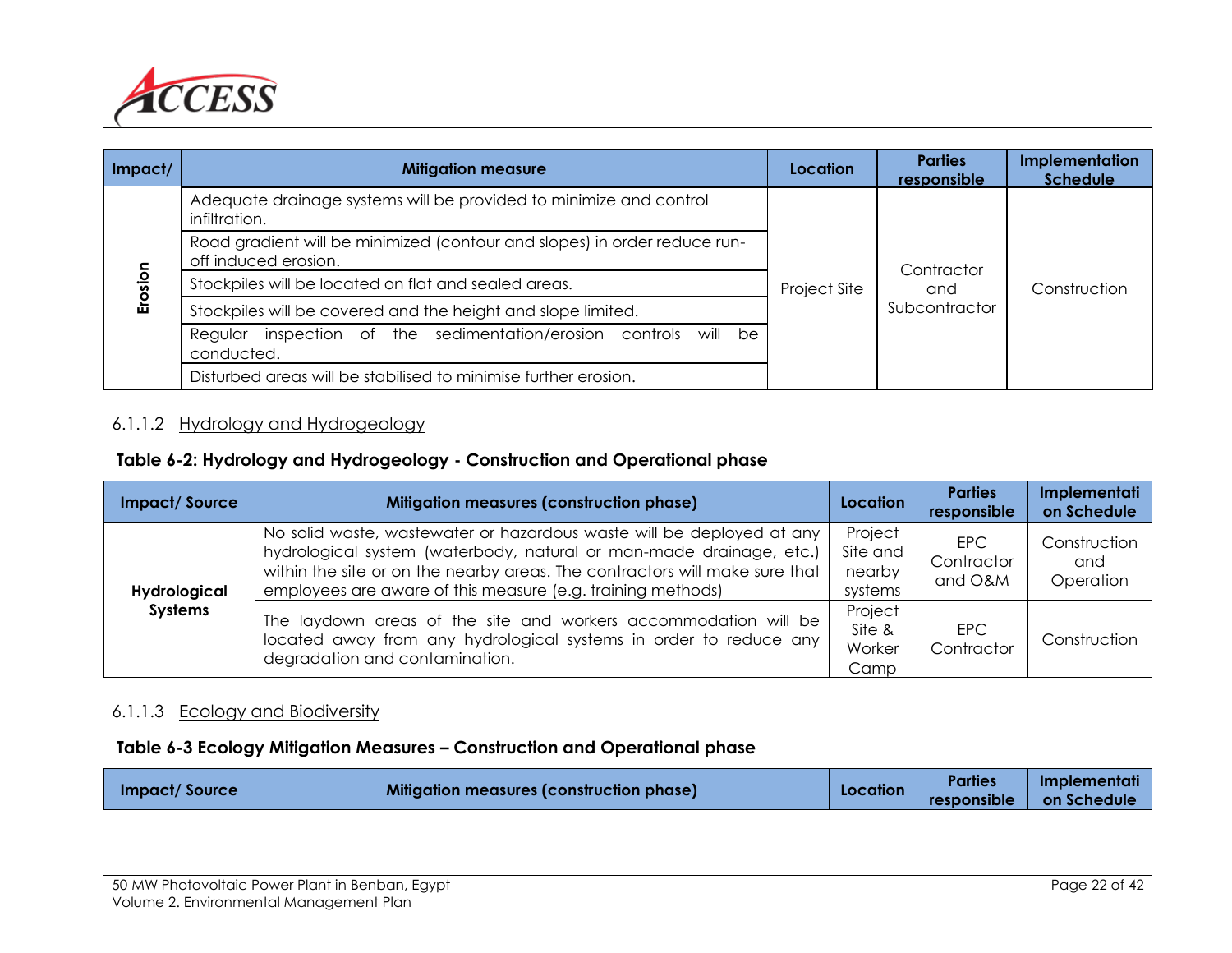| Impact/ | Mitigation measure | Location | Parties responsible | Implementation Schedule |
|---|---|---|---|---|
| Erosion | Adequate drainage systems will be provided to minimize and control infiltration. | Project Site | Contractor and Subcontractor | Construction |
| | Road gradient will be minimized (contour and slopes) in order reduce run-off induced erosion. | | | |
| | Stockpiles will be located on flat and sealed areas. | | | |
| | Stockpiles will be covered and the height and slope limited. | | | |
| | Regular inspection of the sedimentation/erosion controls will be conducted. | | | |
| | Disturbed areas will be stabilised to minimise further erosion. | | | |

#### 6.1.1.2 Hydrology and Hydrogeology

**Table 6-2: Hydrology and Hydrogeology - Construction and Operational phase**

| Impact/ Source | Mitigation measures (construction phase) | Location | Parties responsible | Implementation Schedule |
|---|---|---|---|---|
| **Hydrological Systems** | No solid waste, wastewater or hazardous waste will be deployed at any hydrological system (waterbody, natural or man-made drainage, etc.) within the site or on the nearby areas. The contractors will make sure that employees are aware of this measure (e.g. training methods) | Project Site and nearby systems | EPC Contractor and O&M | Construction and Operation |
| | The laydown areas of the site and workers accommodation will be located away from any hydrological systems in order to reduce any degradation and contamination. | Project Site & Worker Camp | EPC Contractor | Construction |

#### 6.1.1.3 Ecology and Biodiversity

**Table 6-3 Ecology Mitigation Measures – Construction and Operational phase**

| Impact/ Source | Mitigation measures (construction phase) | Location | Parties responsible | Implementation Schedule |
|---|---|---|---|---|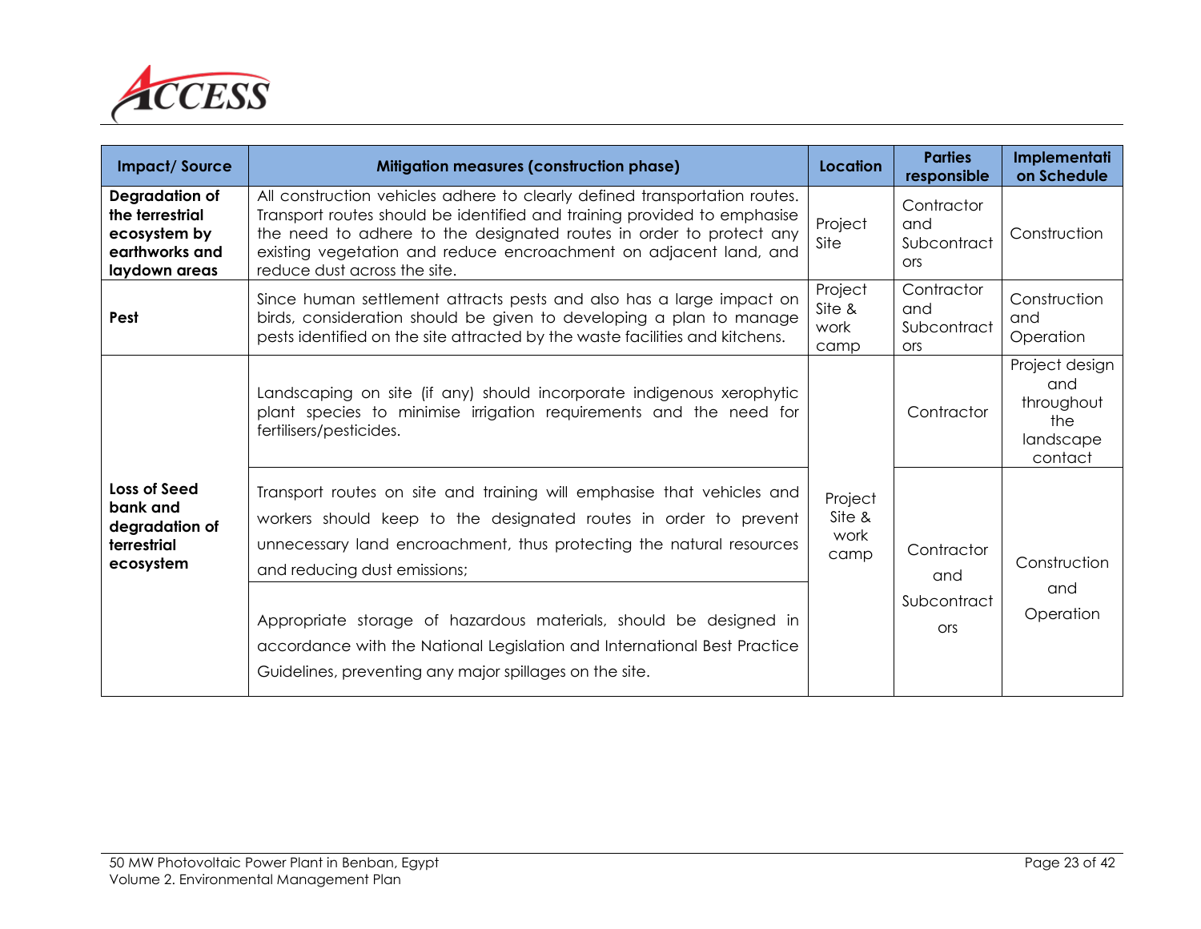| Impact/ Source | Mitigation measures (construction phase) | Location | Parties responsible | Implementation Schedule |
|---|---|---|---|---|
| **Degradation of the terrestrial ecosystem by earthworks and laydown areas** | All construction vehicles adhere to clearly defined transportation routes. Transport routes should be identified and training provided to emphasise the need to adhere to the designated routes in order to protect any existing vegetation and reduce encroachment on adjacent land, and reduce dust across the site. | Project Site | Contractor and Subcontractors | Construction |
| **Pest** | Since human settlement attracts pests and also has a large impact on birds, consideration should be given to developing a plan to manage pests identified on the site attracted by the waste facilities and kitchens. | Project Site & work camp | Contractor and Subcontractors | Construction and Operation |
| **Loss of Seed bank and degradation of terrestrial ecosystem** | Landscaping on site (if any) should incorporate indigenous xerophytic plant species to minimise irrigation requirements and the need for fertilisers/pesticides. | Project Site & work camp | Contractor | Project design and throughout the landscape contact |
| | Transport routes on site and training will emphasise that vehicles and workers should keep to the designated routes in order to prevent unnecessary land encroachment, thus protecting the natural resources and reducing dust emissions; | | Contractor and Subcontractors | Construction and Operation |
| | Appropriate storage of hazardous materials, should be designed in accordance with the National Legislation and International Best Practice Guidelines, preventing any major spillages on the site. | | | |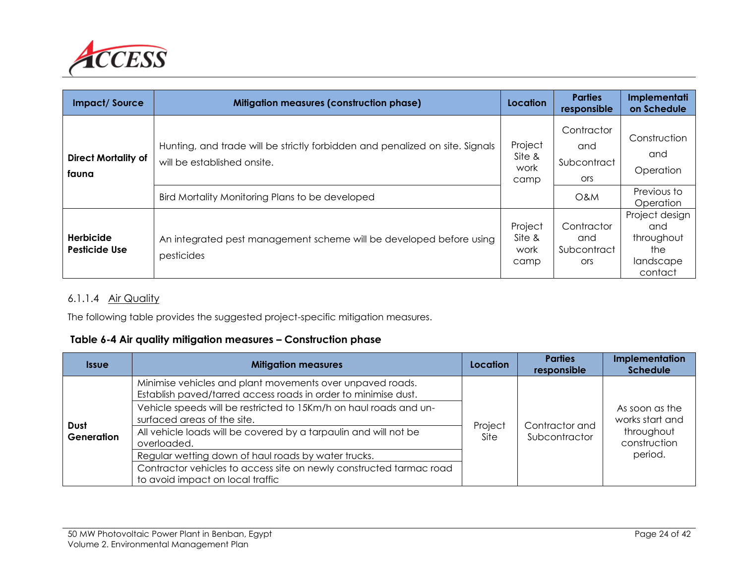| Impact/ Source | Mitigation measures (construction phase) | Location | Parties responsible | Implementation Schedule |
|---|---|---|---|---|
| **Direct Mortality of fauna** | Hunting, and trade will be strictly forbidden and penalized on site. Signals will be established onsite. | Project Site & work camp | Contractor and Subcontractors | Construction and Operation |
| | Bird Mortality Monitoring Plans to be developed | | O&M | Previous to Operation |
| **Herbicide Pesticide Use** | An integrated pest management scheme will be developed before using pesticides | Project Site & work camp | Contractor and Subcontractors | Project design and throughout the landscape contact |

#### 6.1.1.4 Air Quality

The following table provides the suggested project-specific mitigation measures.

**Table 6-4 Air quality mitigation measures – Construction phase**

| Issue | Mitigation measures | Location | Parties responsible | Implementation Schedule |
|---|---|---|---|---|
| **Dust Generation** | Minimise vehicles and plant movements over unpaved roads. Establish paved/tarred access roads in order to minimise dust. | Project Site | Contractor and Subcontractor | As soon as the works start and throughout construction period. |
| | Vehicle speeds will be restricted to 15Km/h on haul roads and un-surfaced areas of the site. | | | |
| | All vehicle loads will be covered by a tarpaulin and will not be overloaded. | | | |
| | Regular wetting down of haul roads by water trucks. | | | |
| | Contractor vehicles to access site on newly constructed tarmac road to avoid impact on local traffic | | | |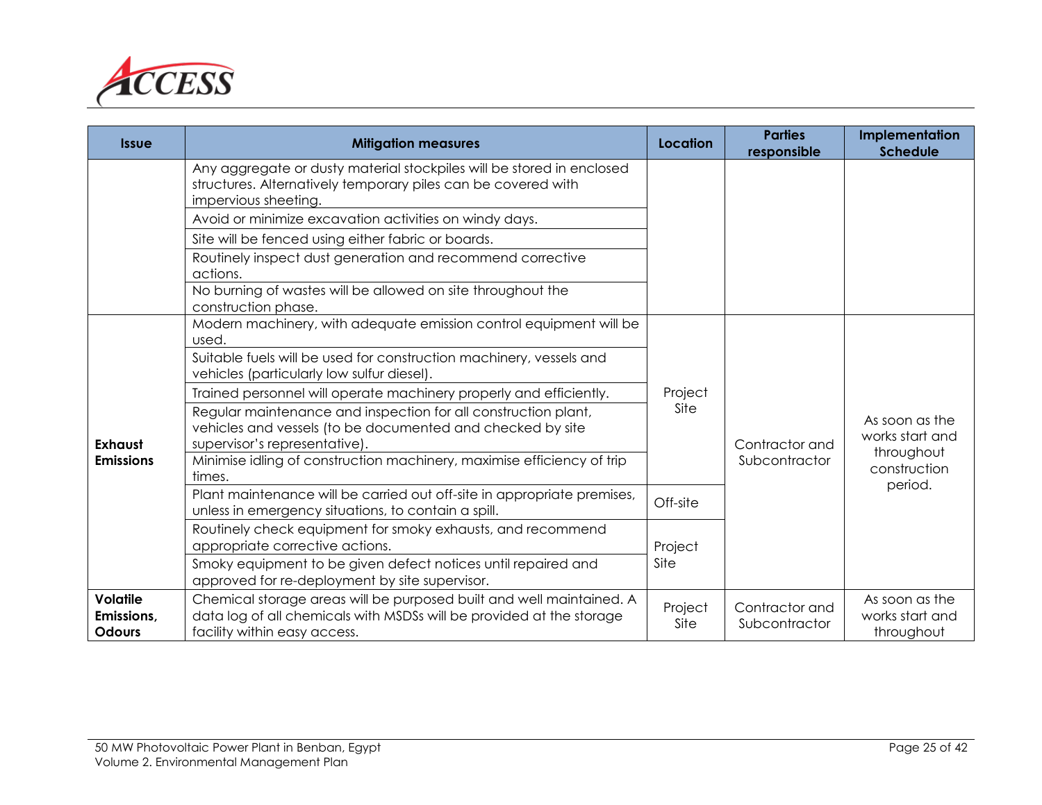| Issue | Mitigation measures | Location | Parties responsible | Implementation Schedule |
|---|---|---|---|---|
| | Any aggregate or dusty material stockpiles will be stored in enclosed structures. Alternatively temporary piles can be covered with impervious sheeting. | | | |
| | Avoid or minimize excavation activities on windy days. | | | |
| | Site will be fenced using either fabric or boards. | | | |
| | Routinely inspect dust generation and recommend corrective actions. | | | |
| | No burning of wastes will be allowed on site throughout the construction phase. | | | |
| **Exhaust Emissions** | Modern machinery, with adequate emission control equipment will be used. | Project Site | Contractor and Subcontractor | As soon as the works start and throughout construction period. |
| | Suitable fuels will be used for construction machinery, vessels and vehicles (particularly low sulfur diesel). | | | |
| | Trained personnel will operate machinery properly and efficiently. | | | |
| | Regular maintenance and inspection for all construction plant, vehicles and vessels (to be documented and checked by site supervisor's representative). | | | |
| | Minimise idling of construction machinery, maximise efficiency of trip times. | | | |
| | Plant maintenance will be carried out off-site in appropriate premises, unless in emergency situations, to contain a spill. | Off-site | | |
| | Routinely check equipment for smoky exhausts, and recommend appropriate corrective actions. | Project Site | | |
| | Smoky equipment to be given defect notices until repaired and approved for re-deployment by site supervisor. | | | |
| **Volatile Emissions, Odours** | Chemical storage areas will be purposed built and well maintained. A data log of all chemicals with MSDSs will be provided at the storage facility within easy access. | Project Site | Contractor and Subcontractor | As soon as the works start and throughout |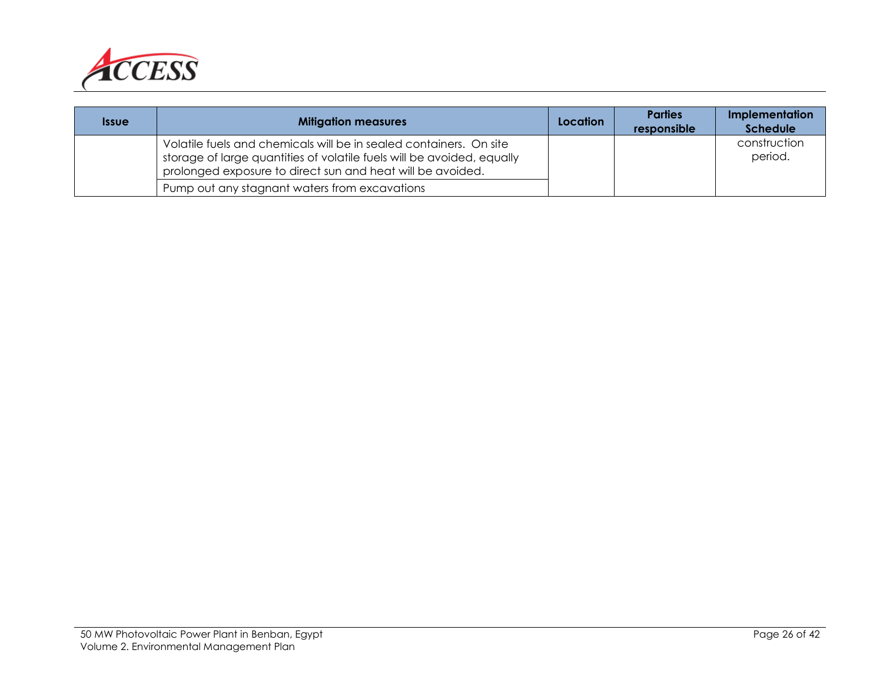| Issue | Mitigation measures | Location | Parties responsible | Implementation Schedule |
|---|---|---|---|---|
| | Volatile fuels and chemicals will be in sealed containers. On site storage of large quantities of volatile fuels will be avoided, equally prolonged exposure to direct sun and heat will be avoided. | | | construction period. |
| | Pump out any stagnant waters from excavations | | | |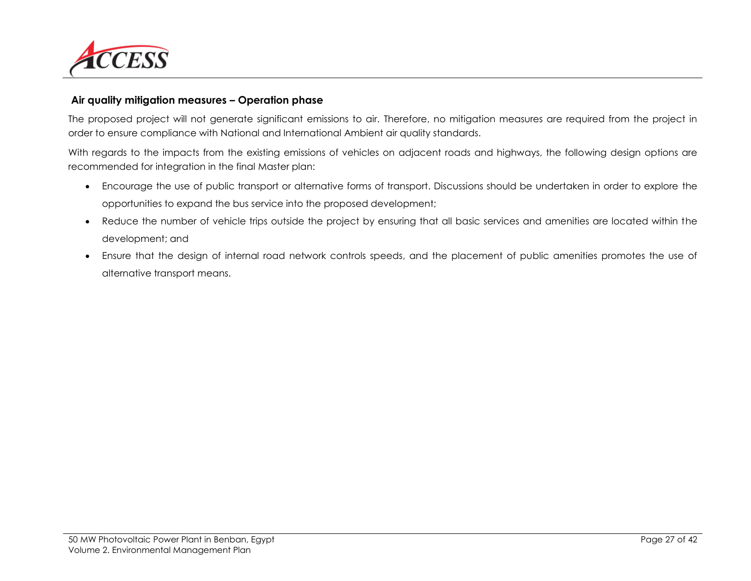**Air quality mitigation measures – Operation phase**

The proposed project will not generate significant emissions to air. Therefore, no mitigation measures are required from the project in order to ensure compliance with National and International Ambient air quality standards.

With regards to the impacts from the existing emissions of vehicles on adjacent roads and highways, the following design options are recommended for integration in the final Master plan:

- Encourage the use of public transport or alternative forms of transport. Discussions should be undertaken in order to explore the opportunities to expand the bus service into the proposed development;
- Reduce the number of vehicle trips outside the project by ensuring that all basic services and amenities are located within the development; and
- Ensure that the design of internal road network controls speeds, and the placement of public amenities promotes the use of alternative transport means.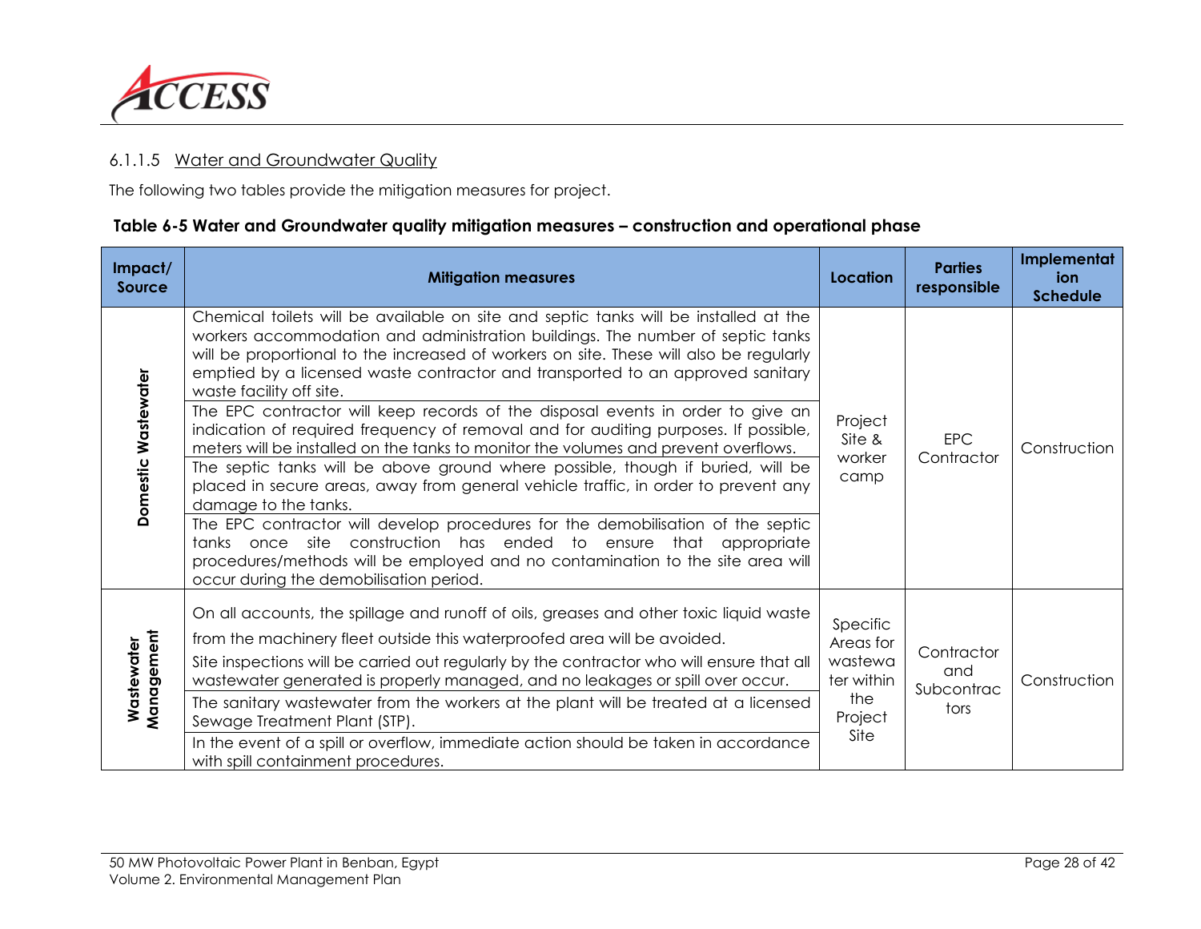#### 6.1.1.5 Water and Groundwater Quality

The following two tables provide the mitigation measures for project.

**Table 6-5 Water and Groundwater quality mitigation measures – construction and operational phase**

| Impact/ Source | Mitigation measures | Location | Parties responsible | Implementation Schedule |
|---|---|---|---|---|
| Domestic Wastewater | Chemical toilets will be available on site and septic tanks will be installed at the workers accommodation and administration buildings. The number of septic tanks will be proportional to the increased of workers on site. These will also be regularly emptied by a licensed waste contractor and transported to an approved sanitary waste facility off site. | Project Site & worker camp | EPC Contractor | Construction |
| | The EPC contractor will keep records of the disposal events in order to give an indication of required frequency of removal and for auditing purposes. If possible, meters will be installed on the tanks to monitor the volumes and prevent overflows. | | | |
| | The septic tanks will be above ground where possible, though if buried, will be placed in secure areas, away from general vehicle traffic, in order to prevent any damage to the tanks. | | | |
| | The EPC contractor will develop procedures for the demobilisation of the septic tanks once site construction has ended to ensure that appropriate procedures/methods will be employed and no contamination to the site area will occur during the demobilisation period. | | | |
| Wastewater Management | On all accounts, the spillage and runoff of oils, greases and other toxic liquid waste from the machinery fleet outside this waterproofed area will be avoided.<br>Site inspections will be carried out regularly by the contractor who will ensure that all wastewater generated is properly managed, and no leakages or spill over occur. | Specific Areas for wastewater within the Project Site | Contractor and Subcontractors | Construction |
| | The sanitary wastewater from the workers at the plant will be treated at a licensed Sewage Treatment Plant (STP). | | | |
| | In the event of a spill or overflow, immediate action should be taken in accordance with spill containment procedures. | | | |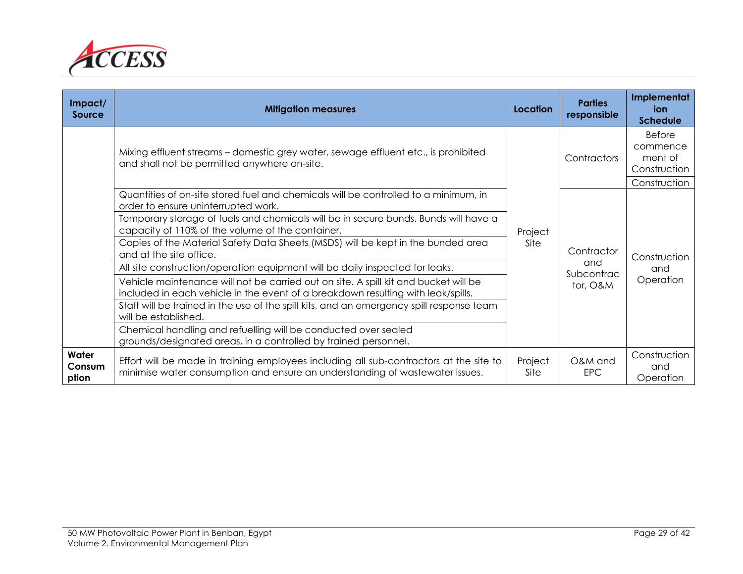| Impact/ Source | Mitigation measures | Location | Parties responsible | Implementation Schedule |
|---|---|---|---|---|
| | Mixing effluent streams – domestic grey water, sewage effluent etc., is prohibited and shall not be permitted anywhere on-site. | Project Site | Contractors | Before commencement of Construction |
| | | | | Construction |
| | Quantities of on-site stored fuel and chemicals will be controlled to a minimum, in order to ensure uninterrupted work. | | Contractor and Subcontractor, O&M | Construction and Operation |
| | Temporary storage of fuels and chemicals will be in secure bunds. Bunds will have a capacity of 110% of the volume of the container. | | | |
| | Copies of the Material Safety Data Sheets (MSDS) will be kept in the bunded area and at the site office. | | | |
| | All site construction/operation equipment will be daily inspected for leaks. | | | |
| | Vehicle maintenance will not be carried out on site. A spill kit and bucket will be included in each vehicle in the event of a breakdown resulting with leak/spills. | | | |
| | Staff will be trained in the use of the spill kits, and an emergency spill response team will be established. | | | |
| | Chemical handling and refuelling will be conducted over sealed grounds/designated areas, in a controlled by trained personnel. | | | |
| **Water Consumption** | Effort will be made in training employees including all sub-contractors at the site to minimise water consumption and ensure an understanding of wastewater issues. | Project Site | O&M and EPC | Construction and Operation |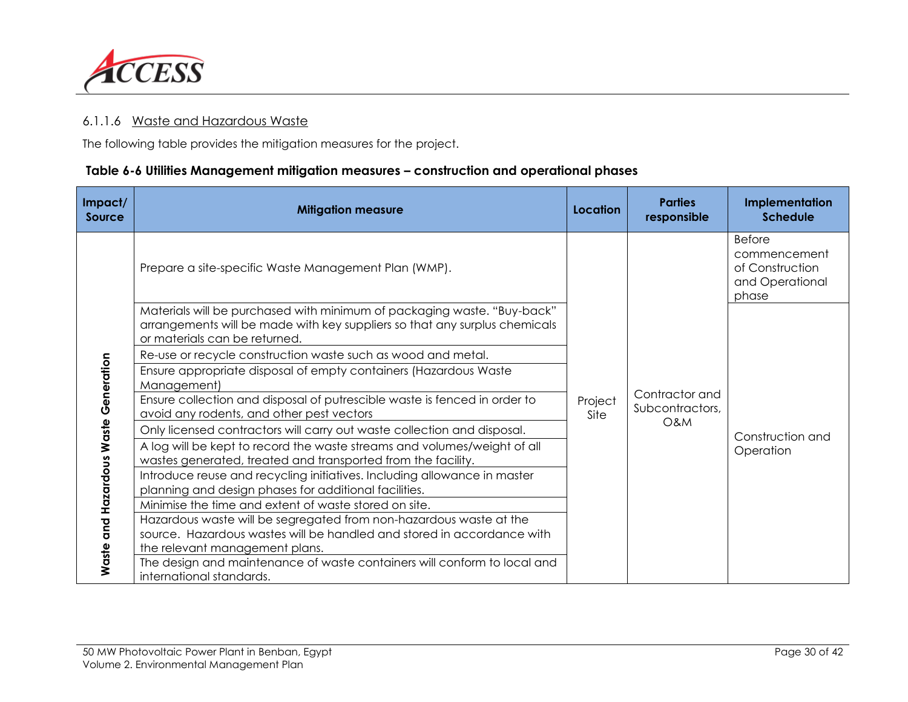#### 6.1.1.6 Waste and Hazardous Waste

The following table provides the mitigation measures for the project.

**Table 6-6 Utilities Management mitigation measures – construction and operational phases**

| Impact/ Source | Mitigation measure | Location | Parties responsible | Implementation Schedule |
|---|---|---|---|---|
| Waste and Hazardous Waste Generation | Prepare a site-specific Waste Management Plan (WMP). | Project Site | Contractor and Subcontractors, O&M | Before commencement of Construction and Operational phase |
| | Materials will be purchased with minimum of packaging waste. "Buy-back" arrangements will be made with key suppliers so that any surplus chemicals or materials can be returned. | | | Construction and Operation |
| | Re-use or recycle construction waste such as wood and metal. | | | |
| | Ensure appropriate disposal of empty containers (Hazardous Waste Management) | | | |
| | Ensure collection and disposal of putrescible waste is fenced in order to avoid any rodents, and other pest vectors | | | |
| | Only licensed contractors will carry out waste collection and disposal. | | | |
| | A log will be kept to record the waste streams and volumes/weight of all wastes generated, treated and transported from the facility. | | | |
| | Introduce reuse and recycling initiatives. Including allowance in master planning and design phases for additional facilities. | | | |
| | Minimise the time and extent of waste stored on site. | | | |
| | Hazardous waste will be segregated from non-hazardous waste at the source. Hazardous wastes will be handled and stored in accordance with the relevant management plans. | | | |
| | The design and maintenance of waste containers will conform to local and international standards. | | | |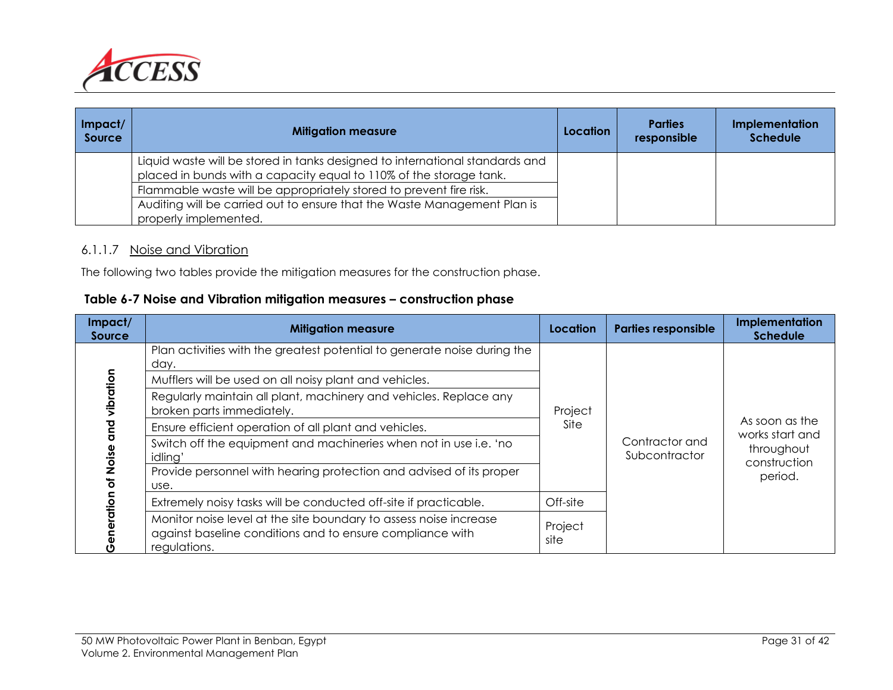| Impact/ Source | Mitigation measure | Location | Parties responsible | Implementation Schedule |
|---|---|---|---|---|
| | Liquid waste will be stored in tanks designed to international standards and placed in bunds with a capacity equal to 110% of the storage tank. | | | |
| | Flammable waste will be appropriately stored to prevent fire risk. | | | |
| | Auditing will be carried out to ensure that the Waste Management Plan is properly implemented. | | | |

#### 6.1.1.7 Noise and Vibration

The following two tables provide the mitigation measures for the construction phase.

**Table 6-7 Noise and Vibration mitigation measures – construction phase**

| Impact/ Source | Mitigation measure | Location | Parties responsible | Implementation Schedule |
|---|---|---|---|---|
| Generation of Noise and vibration | Plan activities with the greatest potential to generate noise during the day. | Project Site | Contractor and Subcontractor | As soon as the works start and throughout construction period. |
| | Mufflers will be used on all noisy plant and vehicles. | | | |
| | Regularly maintain all plant, machinery and vehicles. Replace any broken parts immediately. | | | |
| | Ensure efficient operation of all plant and vehicles. | | | |
| | Switch off the equipment and machineries when not in use i.e. 'no idling' | | | |
| | Provide personnel with hearing protection and advised of its proper use. | | | |
| | Extremely noisy tasks will be conducted off-site if practicable. | Off-site | | |
| | Monitor noise level at the site boundary to assess noise increase against baseline conditions and to ensure compliance with regulations. | Project site | | |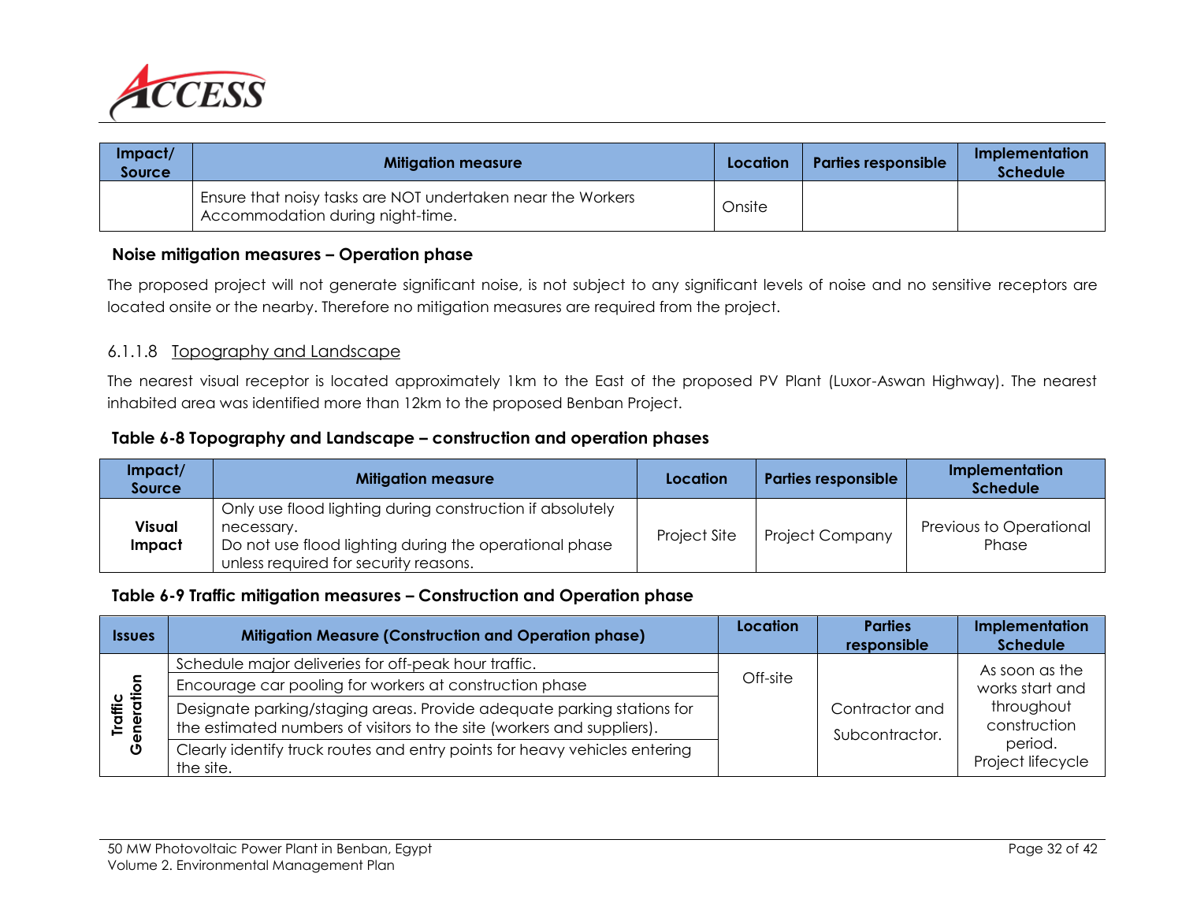| Impact/ Source | Mitigation measure | Location | Parties responsible | Implementation Schedule |
|---|---|---|---|---|
| | Ensure that noisy tasks are NOT undertaken near the Workers Accommodation during night-time. | Onsite | | |

**Noise mitigation measures – Operation phase**

The proposed project will not generate significant noise, is not subject to any significant levels of noise and no sensitive receptors are located onsite or the nearby. Therefore no mitigation measures are required from the project.

#### 6.1.1.8 Topography and Landscape

The nearest visual receptor is located approximately 1km to the East of the proposed PV Plant (Luxor-Aswan Highway). The nearest inhabited area was identified more than 12km to the proposed Benban Project.

**Table 6-8 Topography and Landscape – construction and operation phases**

| Impact/ Source | Mitigation measure | Location | Parties responsible | Implementation Schedule |
|---|---|---|---|---|
| **Visual Impact** | Only use flood lighting during construction if absolutely necessary.<br>Do not use flood lighting during the operational phase unless required for security reasons. | Project Site | Project Company | Previous to Operational Phase |

**Table 6-9 Traffic mitigation measures – Construction and Operation phase**

| Issues | Mitigation Measure (Construction and Operation phase) | Location | Parties responsible | Implementation Schedule |
|---|---|---|---|---|
| **Traffic Generation** | Schedule major deliveries for off-peak hour traffic. | Off-site | Contractor and Subcontractor. | As soon as the works start and throughout construction period.<br>Project lifecycle |
| | Encourage car pooling for workers at construction phase | | | |
| | Designate parking/staging areas. Provide adequate parking stations for the estimated numbers of visitors to the site (workers and suppliers). | | | |
| | Clearly identify truck routes and entry points for heavy vehicles entering the site. | | | |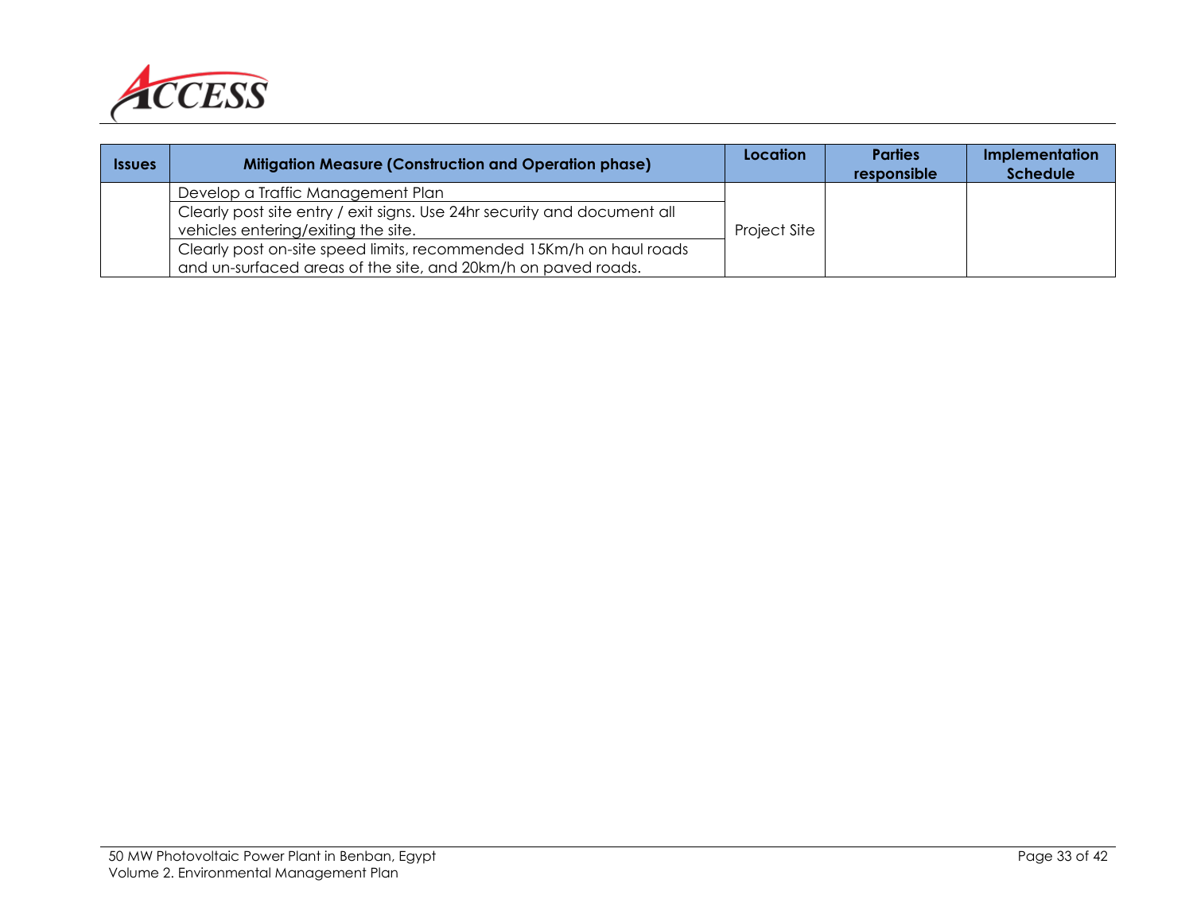| Issues | Mitigation Measure (Construction and Operation phase) | Location | Parties responsible | Implementation Schedule |
|---|---|---|---|---|
| | Develop a Traffic Management Plan | Project Site | | |
| | Clearly post site entry / exit signs. Use 24hr security and document all vehicles entering/exiting the site. | | | |
| | Clearly post on-site speed limits, recommended 15Km/h on haul roads and un-surfaced areas of the site, and 20km/h on paved roads. | | | |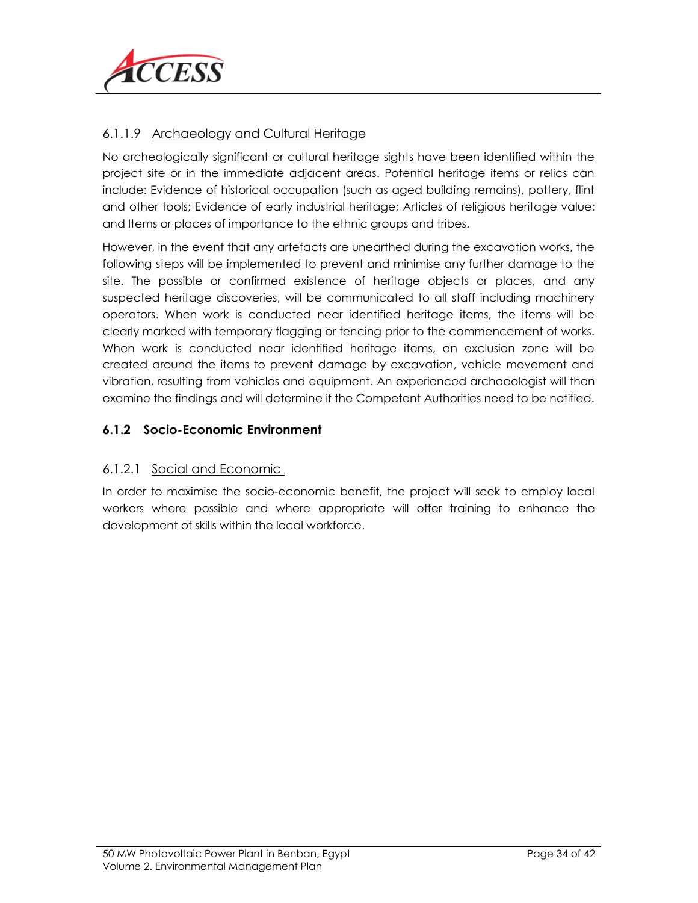#### 6.1.1.9 Archaeology and Cultural Heritage

No archeologically significant or cultural heritage sights have been identified within the project site or in the immediate adjacent areas. Potential heritage items or relics can include: Evidence of historical occupation (such as aged building remains), pottery, flint and other tools; Evidence of early industrial heritage; Articles of religious heritage value; and Items or places of importance to the ethnic groups and tribes.

However, in the event that any artefacts are unearthed during the excavation works, the following steps will be implemented to prevent and minimise any further damage to the site. The possible or confirmed existence of heritage objects or places, and any suspected heritage discoveries, will be communicated to all staff including machinery operators. When work is conducted near identified heritage items, the items will be clearly marked with temporary flagging or fencing prior to the commencement of works. When work is conducted near identified heritage items, an exclusion zone will be created around the items to prevent damage by excavation, vehicle movement and vibration, resulting from vehicles and equipment. An experienced archaeologist will then examine the findings and will determine if the Competent Authorities need to be notified.

### 6.1.2 Socio-Economic Environment

#### 6.1.2.1 Social and Economic

In order to maximise the socio-economic benefit, the project will seek to employ local workers where possible and where appropriate will offer training to enhance the development of skills within the local workforce.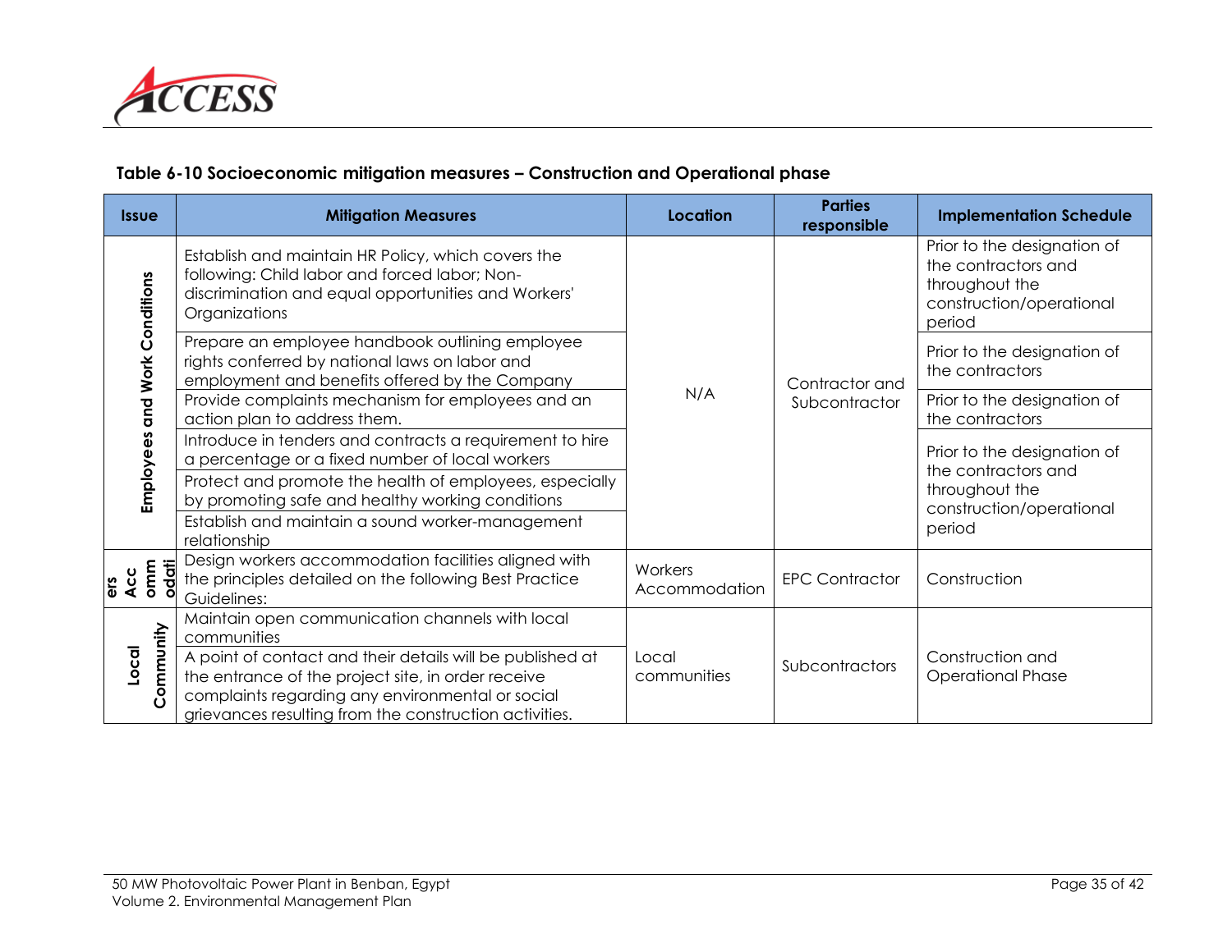**Table 6-10 Socioeconomic mitigation measures – Construction and Operational phase**

| Issue | Mitigation Measures | Location | Parties responsible | Implementation Schedule |
|---|---|---|---|---|
| Employees and Work Conditions | Establish and maintain HR Policy, which covers the following: Child labor and forced labor; Non-discrimination and equal opportunities and Workers' Organizations | N/A | Contractor and Subcontractor | Prior to the designation of the contractors and throughout the construction/operational period |
| | Prepare an employee handbook outlining employee rights conferred by national laws on labor and employment and benefits offered by the Company | | | Prior to the designation of the contractors |
| | Provide complaints mechanism for employees and an action plan to address them. | | | Prior to the designation of the contractors |
| | Introduce in tenders and contracts a requirement to hire a percentage or a fixed number of local workers | | | Prior to the designation of the contractors and throughout the construction/operational period |
| | Protect and promote the health of employees, especially by promoting safe and healthy working conditions | | | |
| | Establish and maintain a sound worker-management relationship | | | |
| Workers Accommodation | Design workers accommodation facilities aligned with the principles detailed on the following Best Practice Guidelines: | Workers Accommodation | EPC Contractor | Construction |
| Local Community | Maintain open communication channels with local communities | Local communities | Subcontractors | Construction and Operational Phase |
| | A point of contact and their details will be published at the entrance of the project site, in order receive complaints regarding any environmental or social grievances resulting from the construction activities. | | | |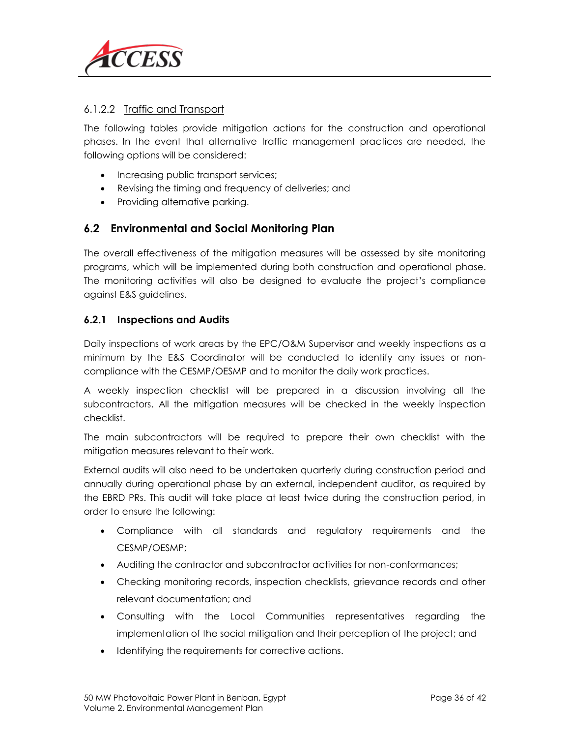#### 6.1.2.2 Traffic and Transport

The following tables provide mitigation actions for the construction and operational phases. In the event that alternative traffic management practices are needed, the following options will be considered:

- Increasing public transport services;
- Revising the timing and frequency of deliveries; and
- Providing alternative parking.

## 6.2 Environmental and Social Monitoring Plan

The overall effectiveness of the mitigation measures will be assessed by site monitoring programs, which will be implemented during both construction and operational phase. The monitoring activities will also be designed to evaluate the project's compliance against E&S guidelines.

### 6.2.1 Inspections and Audits

Daily inspections of work areas by the EPC/O&M Supervisor and weekly inspections as a minimum by the E&S Coordinator will be conducted to identify any issues or non-compliance with the CESMP/OESMP and to monitor the daily work practices.

A weekly inspection checklist will be prepared in a discussion involving all the subcontractors. All the mitigation measures will be checked in the weekly inspection checklist.

The main subcontractors will be required to prepare their own checklist with the mitigation measures relevant to their work.

External audits will also need to be undertaken quarterly during construction period and annually during operational phase by an external, independent auditor, as required by the EBRD PRs. This audit will take place at least twice during the construction period, in order to ensure the following:

- Compliance with all standards and regulatory requirements and the CESMP/OESMP;
- Auditing the contractor and subcontractor activities for non-conformances;
- Checking monitoring records, inspection checklists, grievance records and other relevant documentation; and
- Consulting with the Local Communities representatives regarding the implementation of the social mitigation and their perception of the project; and
- Identifying the requirements for corrective actions.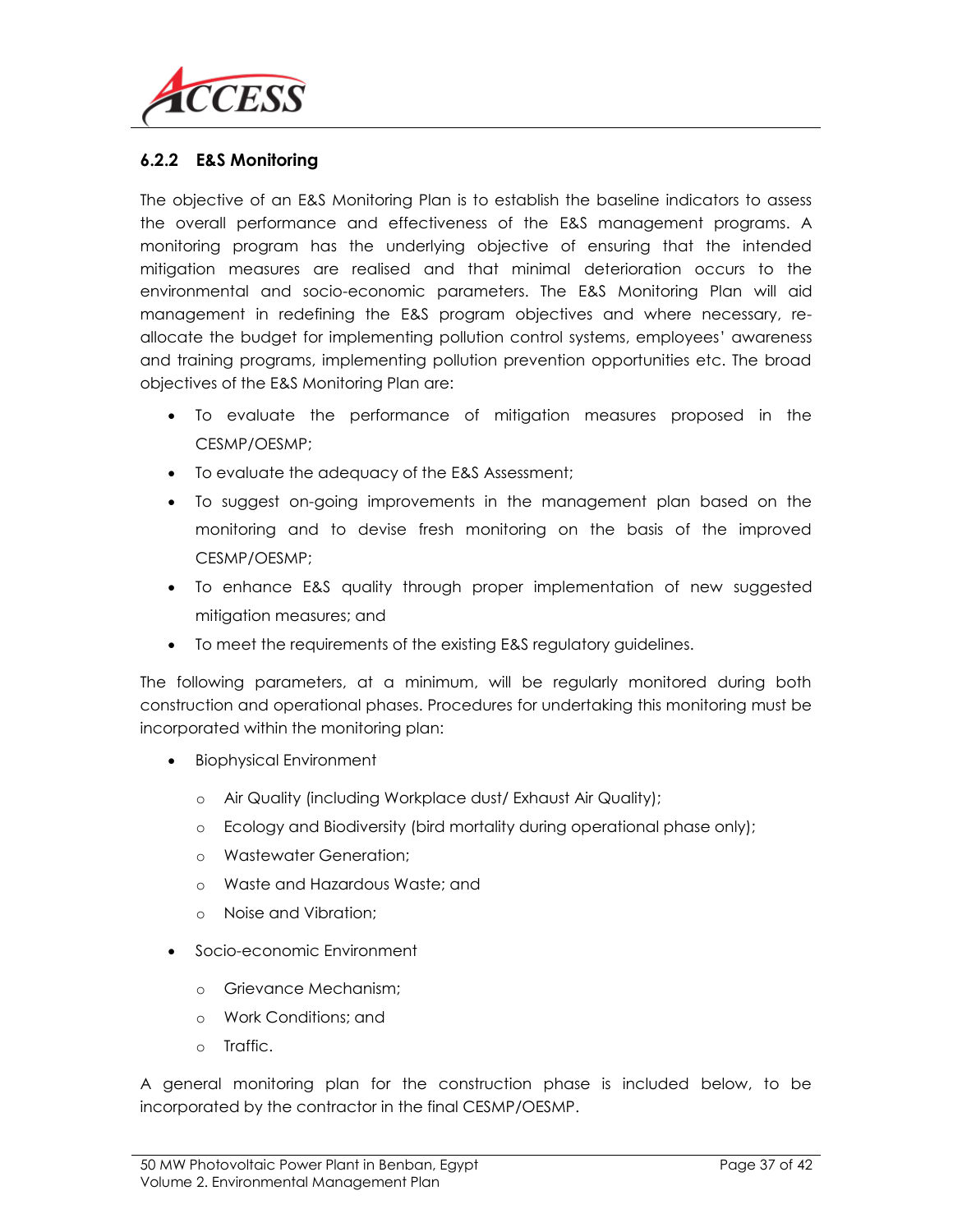### 6.2.2 E&S Monitoring

The objective of an E&S Monitoring Plan is to establish the baseline indicators to assess the overall performance and effectiveness of the E&S management programs. A monitoring program has the underlying objective of ensuring that the intended mitigation measures are realised and that minimal deterioration occurs to the environmental and socio-economic parameters. The E&S Monitoring Plan will aid management in redefining the E&S program objectives and where necessary, re-allocate the budget for implementing pollution control systems, employees' awareness and training programs, implementing pollution prevention opportunities etc. The broad objectives of the E&S Monitoring Plan are:

- To evaluate the performance of mitigation measures proposed in the CESMP/OESMP;
- To evaluate the adequacy of the E&S Assessment;
- To suggest on-going improvements in the management plan based on the monitoring and to devise fresh monitoring on the basis of the improved CESMP/OESMP;
- To enhance E&S quality through proper implementation of new suggested mitigation measures; and
- To meet the requirements of the existing E&S regulatory guidelines.

The following parameters, at a minimum, will be regularly monitored during both construction and operational phases. Procedures for undertaking this monitoring must be incorporated within the monitoring plan:

- Biophysical Environment
  - Air Quality (including Workplace dust/ Exhaust Air Quality);
  - Ecology and Biodiversity (bird mortality during operational phase only);
  - Wastewater Generation;
  - Waste and Hazardous Waste; and
  - Noise and Vibration;
- Socio-economic Environment
  - Grievance Mechanism;
  - Work Conditions; and
  - Traffic.

A general monitoring plan for the construction phase is included below, to be incorporated by the contractor in the final CESMP/OESMP.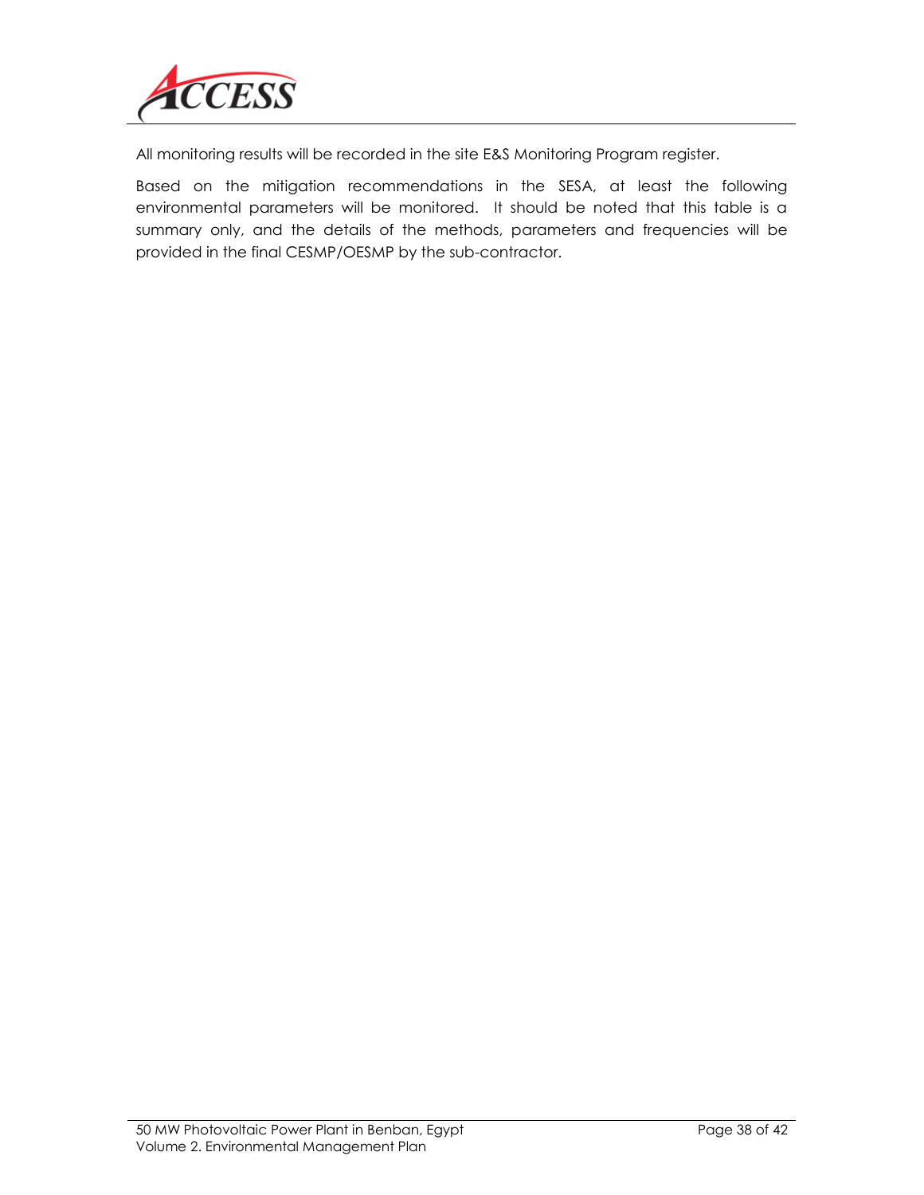All monitoring results will be recorded in the site E&S Monitoring Program register.

Based on the mitigation recommendations in the SESA, at least the following environmental parameters will be monitored. It should be noted that this table is a summary only, and the details of the methods, parameters and frequencies will be provided in the final CESMP/OESMP by the sub-contractor.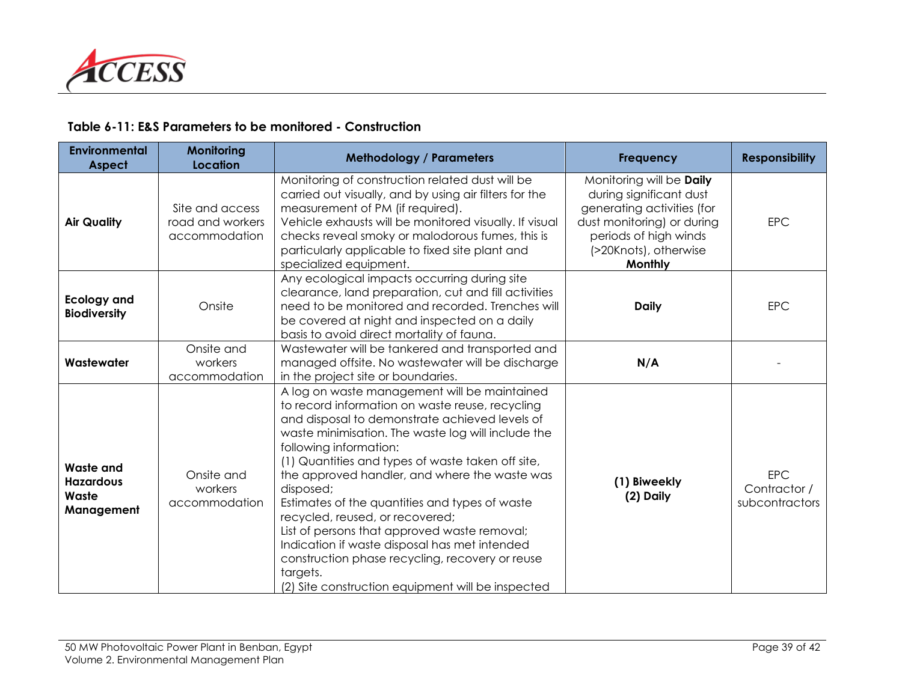**Table 6-11: E&S Parameters to be monitored - Construction**

| Environmental Aspect | Monitoring Location | Methodology / Parameters | Frequency | Responsibility |
|---|---|---|---|---|
| **Air Quality** | Site and access road and workers accommodation | Monitoring of construction related dust will be carried out visually, and by using air filters for the measurement of PM (if required). Vehicle exhausts will be monitored visually. If visual checks reveal smoky or malodorous fumes, this is particularly applicable to fixed site plant and specialized equipment. | Monitoring will be **Daily** during significant dust generating activities (for dust monitoring) or during periods of high winds (>20Knots), otherwise **Monthly** | EPC |
| **Ecology and Biodiversity** | Onsite | Any ecological impacts occurring during site clearance, land preparation, cut and fill activities need to be monitored and recorded. Trenches will be covered at night and inspected on a daily basis to avoid direct mortality of fauna. | **Daily** | EPC |
| **Wastewater** | Onsite and workers accommodation | Wastewater will be tankered and transported and managed offsite. No wastewater will be discharge in the project site or boundaries. | **N/A** | - |
| **Waste and Hazardous Waste Management** | Onsite and workers accommodation | A log on waste management will be maintained to record information on waste reuse, recycling and disposal to demonstrate achieved levels of waste minimisation. The waste log will include the following information:<br>(1) Quantities and types of waste taken off site, the approved handler, and where the waste was disposed;<br>Estimates of the quantities and types of waste recycled, reused, or recovered;<br>List of persons that approved waste removal;<br>Indication if waste disposal has met intended construction phase recycling, recovery or reuse targets.<br>(2) Site construction equipment will be inspected | **(1) Biweekly**<br>**(2) Daily** | EPC Contractor / subcontractors |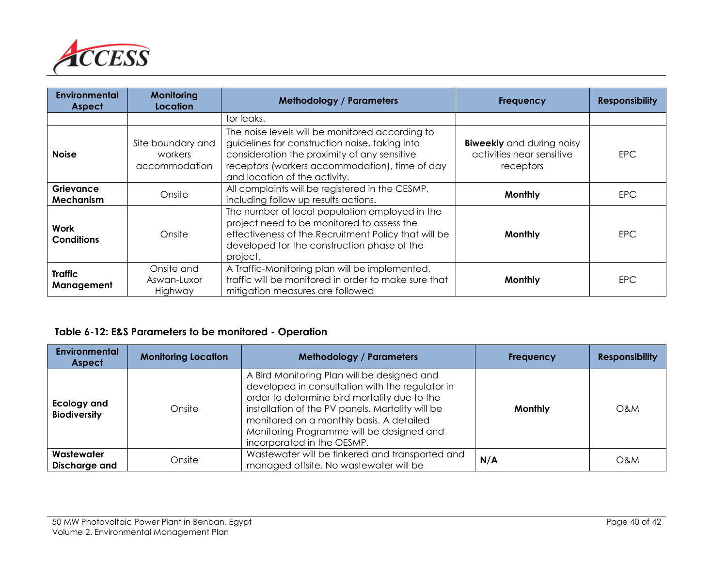| Environmental Aspect | Monitoring Location | Methodology / Parameters | Frequency | Responsibility |
|---|---|---|---|---|
| | | for leaks. | | |
| **Noise** | Site boundary and workers accommodation | The noise levels will be monitored according to guidelines for construction noise, taking into consideration the proximity of any sensitive receptors (workers accommodation), time of day and location of the activity. | **Biweekly** and during noisy activities near sensitive receptors | EPC |
| **Grievance Mechanism** | Onsite | All complaints will be registered in the CESMP, including follow up results actions. | **Monthly** | EPC |
| **Work Conditions** | Onsite | The number of local population employed in the project need to be monitored to assess the effectiveness of the Recruitment Policy that will be developed for the construction phase of the project. | **Monthly** | EPC |
| **Traffic Management** | Onsite and Aswan-Luxor Highway | A Traffic-Monitoring plan will be implemented, traffic will be monitored in order to make sure that mitigation measures are followed | **Monthly** | EPC |

**Table 6-12: E&S Parameters to be monitored - Operation**

| Environmental Aspect | Monitoring Location | Methodology / Parameters | Frequency | Responsibility |
|---|---|---|---|---|
| **Ecology and Biodiversity** | Onsite | A Bird Monitoring Plan will be designed and developed in consultation with the regulator in order to determine bird mortality due to the installation of the PV panels. Mortality will be monitored on a monthly basis. A detailed Monitoring Programme will be designed and incorporated in the OESMP. | **Monthly** | O&M |
| **Wastewater Discharge and** | Onsite | Wastewater will be tinkered and transported and managed offsite. No wastewater will be | **N/A** | O&M |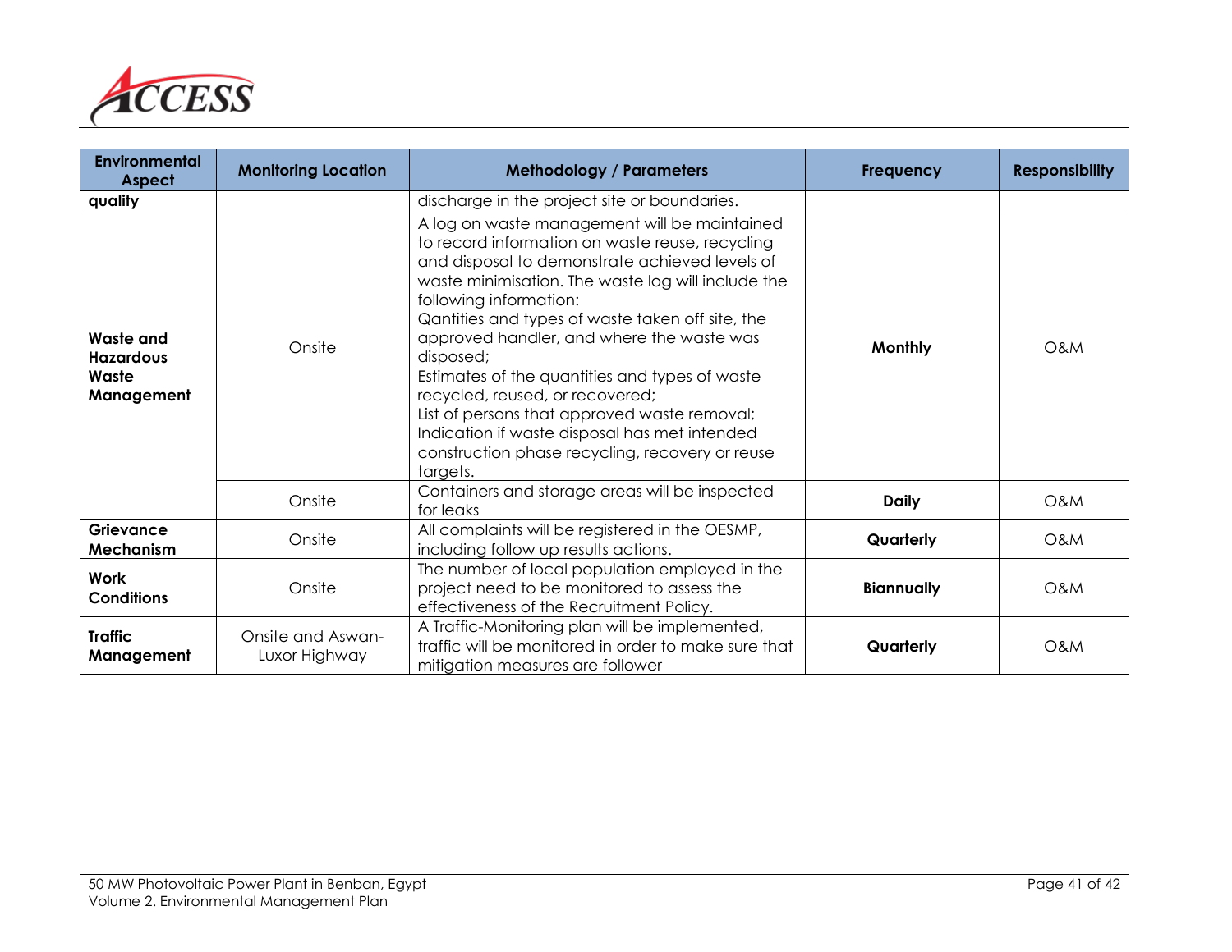| Environmental Aspect | Monitoring Location | Methodology / Parameters | Frequency | Responsibility |
|---|---|---|---|---|
| **quality** | | discharge in the project site or boundaries. | | |
| **Waste and Hazardous Waste Management** | Onsite | A log on waste management will be maintained to record information on waste reuse, recycling and disposal to demonstrate achieved levels of waste minimisation. The waste log will include the following information:<br>Qantities and types of waste taken off site, the approved handler, and where the waste was disposed;<br>Estimates of the quantities and types of waste recycled, reused, or recovered;<br>List of persons that approved waste removal;<br>Indication if waste disposal has met intended construction phase recycling, recovery or reuse targets. | **Monthly** | O&M |
| | Onsite | Containers and storage areas will be inspected for leaks | **Daily** | O&M |
| **Grievance Mechanism** | Onsite | All complaints will be registered in the OESMP, including follow up results actions. | **Quarterly** | O&M |
| **Work Conditions** | Onsite | The number of local population employed in the project need to be monitored to assess the effectiveness of the Recruitment Policy. | **Biannually** | O&M |
| **Traffic Management** | Onsite and Aswan-Luxor Highway | A Traffic-Monitoring plan will be implemented, traffic will be monitored in order to make sure that mitigation measures are follower | **Quarterly** | O&M |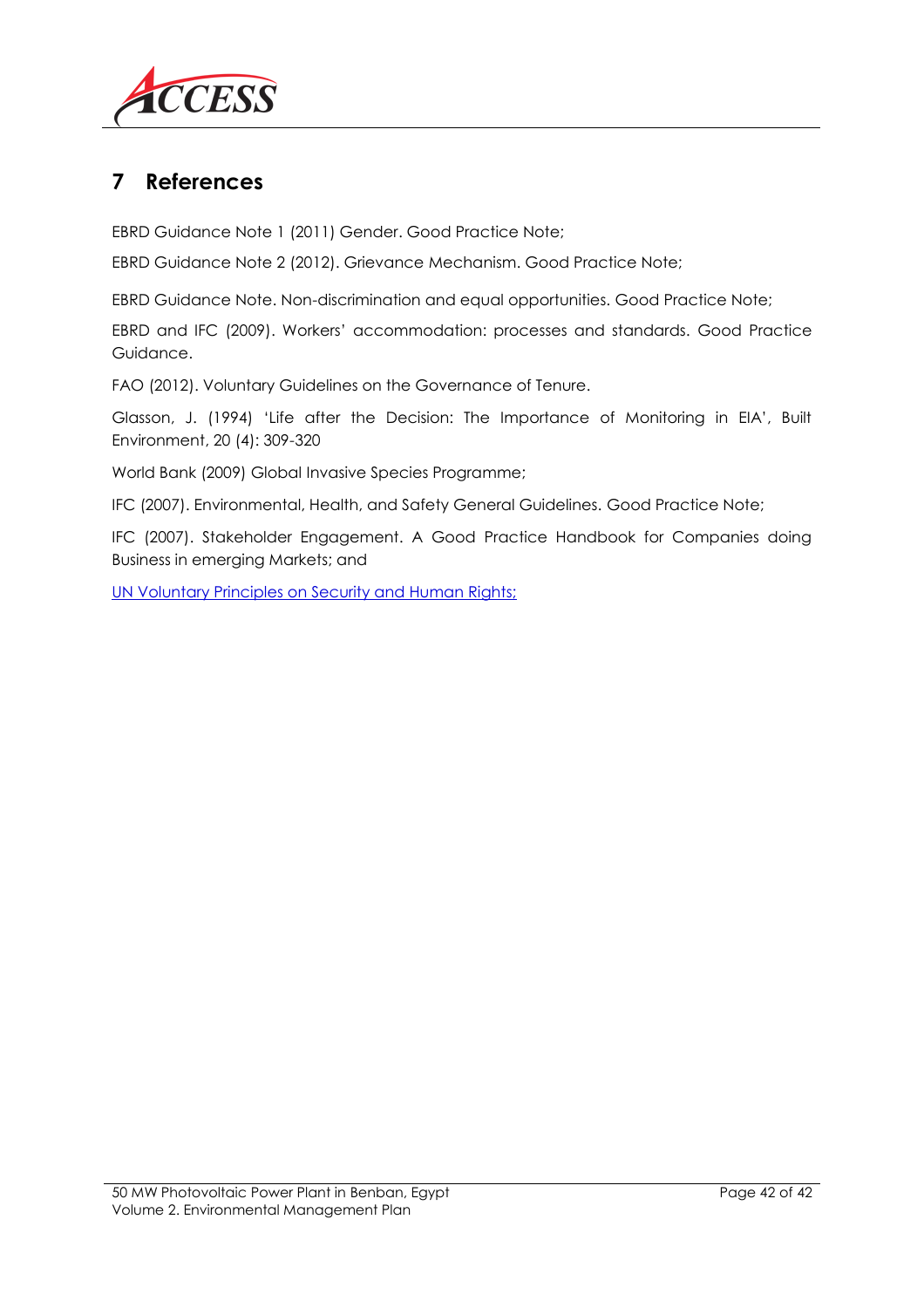# 7 References

EBRD Guidance Note 1 (2011) Gender. Good Practice Note;

EBRD Guidance Note 2 (2012). Grievance Mechanism. Good Practice Note;

EBRD Guidance Note. Non-discrimination and equal opportunities. Good Practice Note;

EBRD and IFC (2009). Workers' accommodation: processes and standards. Good Practice Guidance.

FAO (2012). Voluntary Guidelines on the Governance of Tenure.

Glasson, J. (1994) 'Life after the Decision: The Importance of Monitoring in EIA', Built Environment, 20 (4): 309-320

World Bank (2009) Global Invasive Species Programme;

IFC (2007). Environmental, Health, and Safety General Guidelines. Good Practice Note;

IFC (2007). Stakeholder Engagement. A Good Practice Handbook for Companies doing Business in emerging Markets; and

UN Voluntary Principles on Security and Human Rights;